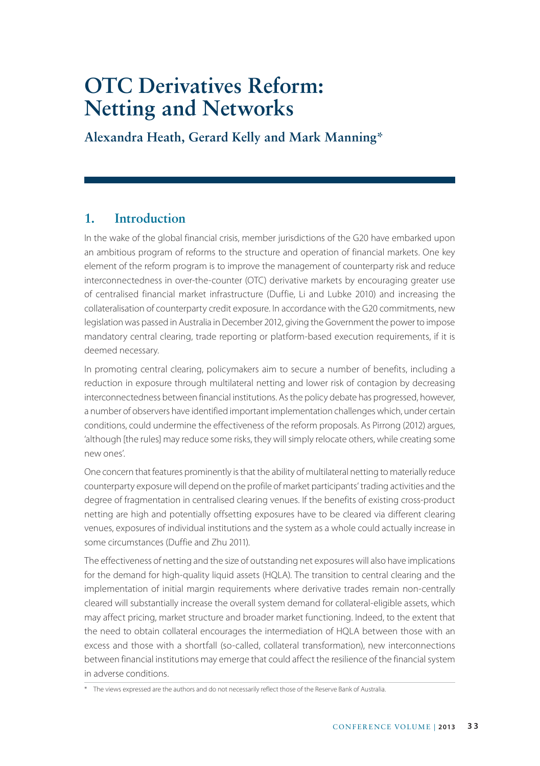# OTC Derivatives Reform: Netting and Networks

**Alexandra Heath, Gerard Kelly and Mark Manning***

## 1. Introduction

In the wake of the global financial crisis, member jurisdictions of the G20 have embarked upon an ambitious program of reforms to the structure and operation of financial markets. One key element of the reform program is to improve the management of counterparty risk and reduce interconnectedness in over-the-counter (OTC) derivative markets by encouraging greater use of centralised financial market infrastructure (Duffie, Li and Lubke 2010) and increasing the collateralisation of counterparty credit exposure. In accordance with the G20 commitments, new legislation was passed in Australia in December 2012, giving the Government the power to impose mandatory central clearing, trade reporting or platform-based execution requirements, if it is deemed necessary.

In promoting central clearing, policymakers aim to secure a number of benefits, including a reduction in exposure through multilateral netting and lower risk of contagion by decreasing interconnectedness between financial institutions. As the policy debate has progressed, however, a number of observers have identified important implementation challenges which, under certain conditions, could undermine the effectiveness of the reform proposals. As Pirrong (2012) argues, 'although [the rules] may reduce some risks, they will simply relocate others, while creating some new ones'.

One concern that features prominently is that the ability of multilateral netting to materially reduce counterparty exposure will depend on the profile of market participants' trading activities and the degree of fragmentation in centralised clearing venues. If the benefits of existing cross-product netting are high and potentially offsetting exposures have to be cleared via different clearing venues, exposures of individual institutions and the system as a whole could actually increase in some circumstances (Duffie and Zhu 2011).

The effectiveness of netting and the size of outstanding net exposures will also have implications for the demand for high-quality liquid assets (HQLA). The transition to central clearing and the implementation of initial margin requirements where derivative trades remain non-centrally cleared will substantially increase the overall system demand for collateral-eligible assets, which may affect pricing, market structure and broader market functioning. Indeed, to the extent that the need to obtain collateral encourages the intermediation of HQLA between those with an excess and those with a shortfall (so-called, collateral transformation), new interconnections between financial institutions may emerge that could affect the resilience of the financial system in adverse conditions.

\* The views expressed are the authors and do not necessarily reflect those of the Reserve Bank of Australia.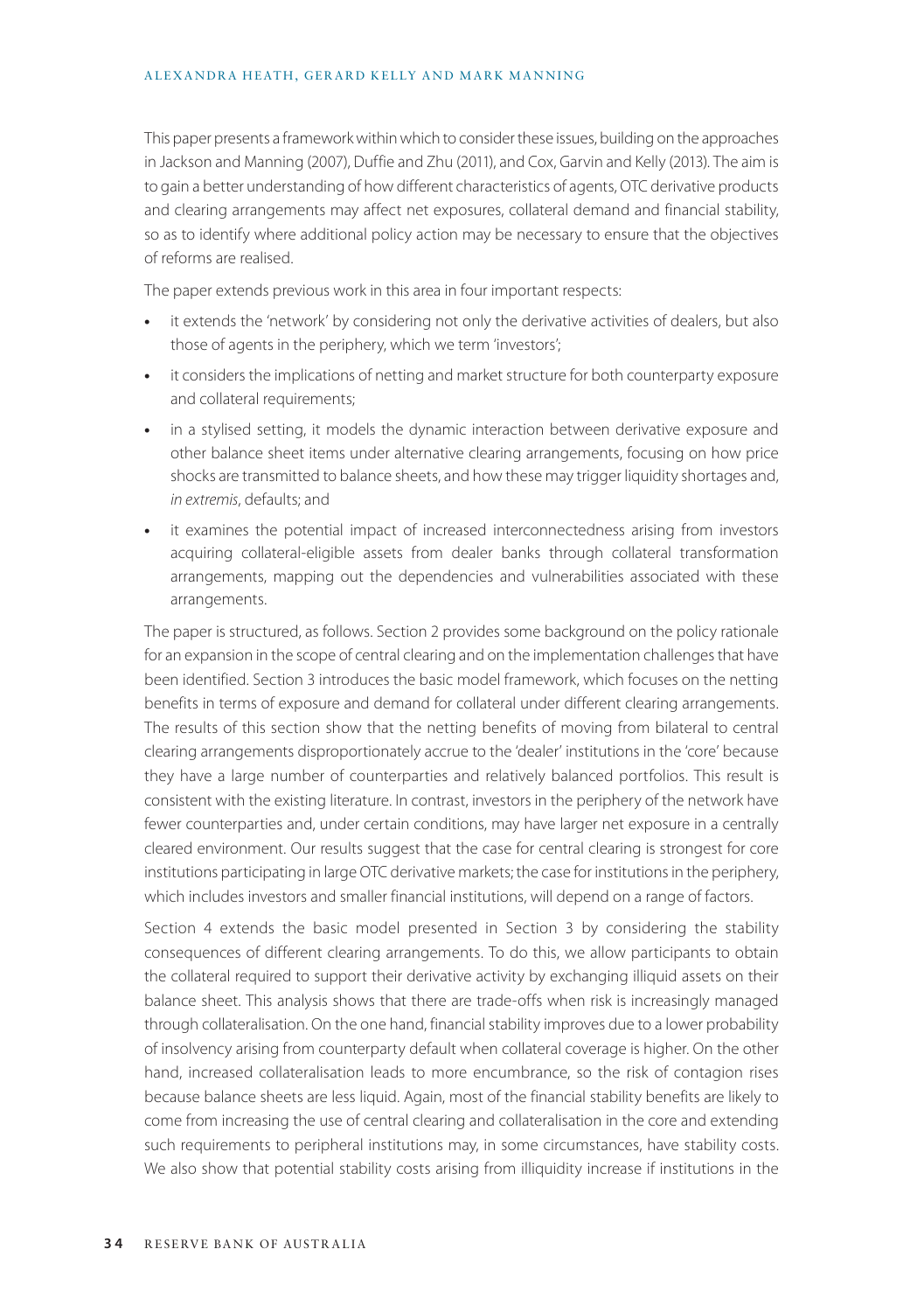This paper presents a framework within which to consider these issues, building on the approaches in Jackson and Manning (2007), Duffie and Zhu (2011), and Cox, Garvin and Kelly (2013). The aim is to gain a better understanding of how different characteristics of agents, OTC derivative products and clearing arrangements may affect net exposures, collateral demand and financial stability, so as to identify where additional policy action may be necessary to ensure that the objectives of reforms are realised.

The paper extends previous work in this area in four important respects:

- it extends the 'network' by considering not only the derivative activities of dealers, but also those of agents in the periphery, which we term 'investors';
- it considers the implications of netting and market structure for both counterparty exposure and collateral requirements;
- in a stylised setting, it models the dynamic interaction between derivative exposure and other balance sheet items under alternative clearing arrangements, focusing on how price shocks are transmitted to balance sheets, and how these may trigger liquidity shortages and, *in extremis*, defaults; and
- it examines the potential impact of increased interconnectedness arising from investors acquiring collateral-eligible assets from dealer banks through collateral transformation arrangements, mapping out the dependencies and vulnerabilities associated with these arrangements.

The paper is structured, as follows. Section 2 provides some background on the policy rationale for an expansion in the scope of central clearing and on the implementation challenges that have been identified. Section 3 introduces the basic model framework, which focuses on the netting benefits in terms of exposure and demand for collateral under different clearing arrangements. The results of this section show that the netting benefits of moving from bilateral to central clearing arrangements disproportionately accrue to the 'dealer' institutions in the 'core' because they have a large number of counterparties and relatively balanced portfolios. This result is consistent with the existing literature. In contrast, investors in the periphery of the network have fewer counterparties and, under certain conditions, may have larger net exposure in a centrally cleared environment. Our results suggest that the case for central clearing is strongest for core institutions participating in large OTC derivative markets; the case for institutions in the periphery, which includes investors and smaller financial institutions, will depend on a range of factors.

Section 4 extends the basic model presented in Section 3 by considering the stability consequences of different clearing arrangements. To do this, we allow participants to obtain the collateral required to support their derivative activity by exchanging illiquid assets on their balance sheet. This analysis shows that there are trade-offs when risk is increasingly managed through collateralisation. On the one hand, financial stability improves due to a lower probability of insolvency arising from counterparty default when collateral coverage is higher. On the other hand, increased collateralisation leads to more encumbrance, so the risk of contagion rises because balance sheets are less liquid. Again, most of the financial stability benefits are likely to come from increasing the use of central clearing and collateralisation in the core and extending such requirements to peripheral institutions may, in some circumstances, have stability costs. We also show that potential stability costs arising from illiquidity increase if institutions in the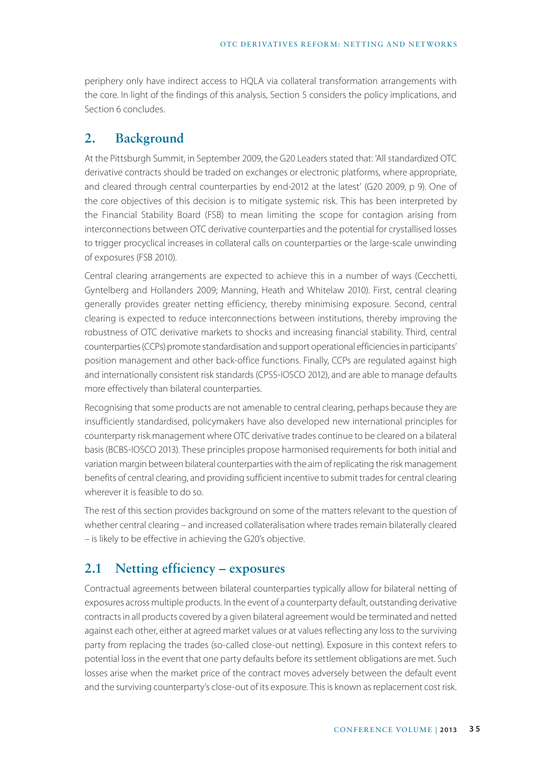periphery only have indirect access to HQLA via collateral transformation arrangements with the core. In light of the findings of this analysis, Section 5 considers the policy implications, and Section 6 concludes.

## 2. Background

At the Pittsburgh Summit, in September 2009, the G20 Leaders stated that: 'All standardized OTC derivative contracts should be traded on exchanges or electronic platforms, where appropriate, and cleared through central counterparties by end-2012 at the latest' (G20 2009, p 9). One of the core objectives of this decision is to mitigate systemic risk. This has been interpreted by the Financial Stability Board (FSB) to mean limiting the scope for contagion arising from interconnections between OTC derivative counterparties and the potential for crystallised losses to trigger procyclical increases in collateral calls on counterparties or the large-scale unwinding of exposures (FSB 2010).

Central clearing arrangements are expected to achieve this in a number of ways (Cecchetti, Gyntelberg and Hollanders 2009; Manning, Heath and Whitelaw 2010). First, central clearing generally provides greater netting efficiency, thereby minimising exposure. Second, central clearing is expected to reduce interconnections between institutions, thereby improving the robustness of OTC derivative markets to shocks and increasing financial stability. Third, central counterparties (CCPs) promote standardisation and support operational efficiencies in participants' position management and other back-office functions. Finally, CCPs are regulated against high and internationally consistent risk standards (CPSS-IOSCO 2012), and are able to manage defaults more effectively than bilateral counterparties.

Recognising that some products are not amenable to central clearing, perhaps because they are insufficiently standardised, policymakers have also developed new international principles for counterparty risk management where OTC derivative trades continue to be cleared on a bilateral basis (BCBS-IOSCO 2013). These principles propose harmonised requirements for both initial and variation margin between bilateral counterparties with the aim of replicating the risk management benefits of central clearing, and providing sufficient incentive to submit trades for central clearing wherever it is feasible to do so.

The rest of this section provides background on some of the matters relevant to the question of whether central clearing – and increased collateralisation where trades remain bilaterally cleared – is likely to be effective in achieving the G20's objective.

### 2.1 Netting efficiency – exposures

Contractual agreements between bilateral counterparties typically allow for bilateral netting of exposures across multiple products. In the event of a counterparty default, outstanding derivative contracts in all products covered by a given bilateral agreement would be terminated and netted against each other, either at agreed market values or at values reflecting any loss to the surviving party from replacing the trades (so-called close-out netting). Exposure in this context refers to potential loss in the event that one party defaults before its settlement obligations are met. Such losses arise when the market price of the contract moves adversely between the default event and the surviving counterparty's close-out of its exposure. This is known as replacement cost risk.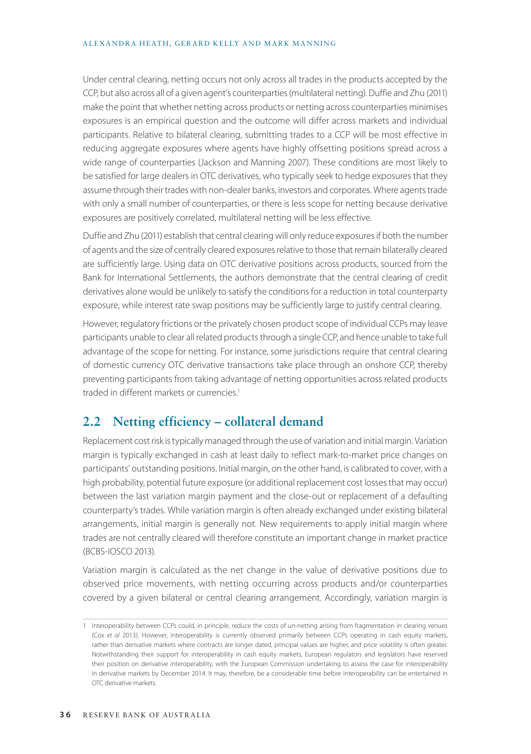Under central clearing, netting occurs not only across all trades in the products accepted by the CCP, but also across all of a given agent's counterparties (multilateral netting). Duffie and Zhu (2011) make the point that whether netting across products or netting across counterparties minimises exposures is an empirical question and the outcome will differ across markets and individual participants. Relative to bilateral clearing, submitting trades to a CCP will be most effective in reducing aggregate exposures where agents have highly offsetting positions spread across a wide range of counterparties (Jackson and Manning 2007). These conditions are most likely to be satisfied for large dealers in OTC derivatives, who typically seek to hedge exposures that they assume through their trades with non-dealer banks, investors and corporates. Where agents trade with only a small number of counterparties, or there is less scope for netting because derivative exposures are positively correlated, multilateral netting will be less effective.

Duffie and Zhu (2011) establish that central clearing will only reduce exposures if both the number of agents and the size of centrally cleared exposures relative to those that remain bilaterally cleared are sufficiently large. Using data on OTC derivative positions across products, sourced from the Bank for International Settlements, the authors demonstrate that the central clearing of credit derivatives alone would be unlikely to satisfy the conditions for a reduction in total counterparty exposure, while interest rate swap positions may be sufficiently large to justify central clearing.

However, regulatory frictions or the privately chosen product scope of individual CCPs may leave participants unable to clear all related products through a single CCP, and hence unable to take full advantage of the scope for netting. For instance, some jurisdictions require that central clearing of domestic currency OTC derivative transactions take place through an onshore CCP, thereby preventing participants from taking advantage of netting opportunities across related products traded in different markets or currencies.[1]

## 2.2 Netting efficiency – collateral demand

Replacement cost risk is typically managed through the use of variation and initial margin. Variation margin is typically exchanged in cash at least daily to reflect mark-to-market price changes on participants' outstanding positions. Initial margin, on the other hand, is calibrated to cover, with a high probability, potential future exposure (or additional replacement cost losses that may occur) between the last variation margin payment and the close-out or replacement of a defaulting counterparty's trades. While variation margin is often already exchanged under existing bilateral arrangements, initial margin is generally not. New requirements to apply initial margin where trades are not centrally cleared will therefore constitute an important change in market practice (BCBS-IOSCO 2013).

Variation margin is calculated as the net change in the value of derivative positions due to observed price movements, with netting occurring across products and/or counterparties covered by a given bilateral or central clearing arrangement. Accordingly, variation margin is

---

1 Interoperability between CCPs could, in principle, reduce the costs of un-netting arising from fragmentation in clearing venues (Cox *et al* 2013). However, interoperability is currently observed primarily between CCPs operating in cash equity markets, rather than derivative markets where contracts are longer dated, principal values are higher, and price volatility is often greater. Notwithstanding their support for interoperability in cash equity markets, European regulators and legislators have reserved their position on derivative interoperability, with the European Commission undertaking to assess the case for interoperability in derivative markets by December 2014. It may, therefore, be a considerable time before interoperability can be entertained in OTC derivative markets.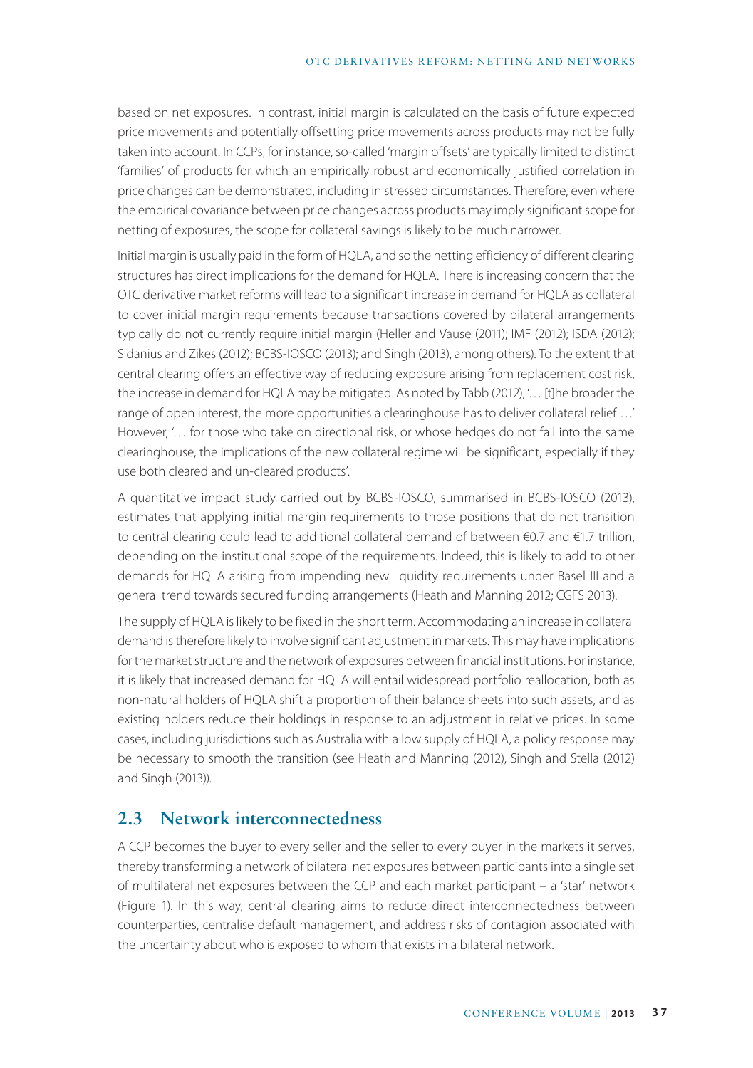based on net exposures. In contrast, initial margin is calculated on the basis of future expected price movements and potentially offsetting price movements across products may not be fully taken into account. In CCPs, for instance, so-called 'margin offsets' are typically limited to distinct 'families' of products for which an empirically robust and economically justified correlation in price changes can be demonstrated, including in stressed circumstances. Therefore, even where the empirical covariance between price changes across products may imply significant scope for netting of exposures, the scope for collateral savings is likely to be much narrower.

Initial margin is usually paid in the form of HQLA, and so the netting efficiency of different clearing structures has direct implications for the demand for HQLA. There is increasing concern that the OTC derivative market reforms will lead to a significant increase in demand for HQLA as collateral to cover initial margin requirements because transactions covered by bilateral arrangements typically do not currently require initial margin (Heller and Vause (2011); IMF (2012); ISDA (2012); Sidanius and Zikes (2012); BCBS-IOSCO (2013); and Singh (2013), among others). To the extent that central clearing offers an effective way of reducing exposure arising from replacement cost risk, the increase in demand for HQLA may be mitigated. As noted by Tabb (2012), '… [t]he broader the range of open interest, the more opportunities a clearinghouse has to deliver collateral relief …' However, '… for those who take on directional risk, or whose hedges do not fall into the same clearinghouse, the implications of the new collateral regime will be significant, especially if they use both cleared and un-cleared products'.

A quantitative impact study carried out by BCBS-IOSCO, summarised in BCBS-IOSCO (2013), estimates that applying initial margin requirements to those positions that do not transition to central clearing could lead to additional collateral demand of between €0.7 and €1.7 trillion, depending on the institutional scope of the requirements. Indeed, this is likely to add to other demands for HQLA arising from impending new liquidity requirements under Basel III and a general trend towards secured funding arrangements (Heath and Manning 2012; CGFS 2013).

The supply of HQLA is likely to be fixed in the short term. Accommodating an increase in collateral demand is therefore likely to involve significant adjustment in markets. This may have implications for the market structure and the network of exposures between financial institutions. For instance, it is likely that increased demand for HQLA will entail widespread portfolio reallocation, both as non-natural holders of HQLA shift a proportion of their balance sheets into such assets, and as existing holders reduce their holdings in response to an adjustment in relative prices. In some cases, including jurisdictions such as Australia with a low supply of HQLA, a policy response may be necessary to smooth the transition (see Heath and Manning (2012), Singh and Stella (2012) and Singh (2013)).

## 2.3 Network interconnectedness

A CCP becomes the buyer to every seller and the seller to every buyer in the markets it serves, thereby transforming a network of bilateral net exposures between participants into a single set of multilateral net exposures between the CCP and each market participant – a 'star' network (Figure 1). In this way, central clearing aims to reduce direct interconnectedness between counterparties, centralise default management, and address risks of contagion associated with the uncertainty about who is exposed to whom that exists in a bilateral network.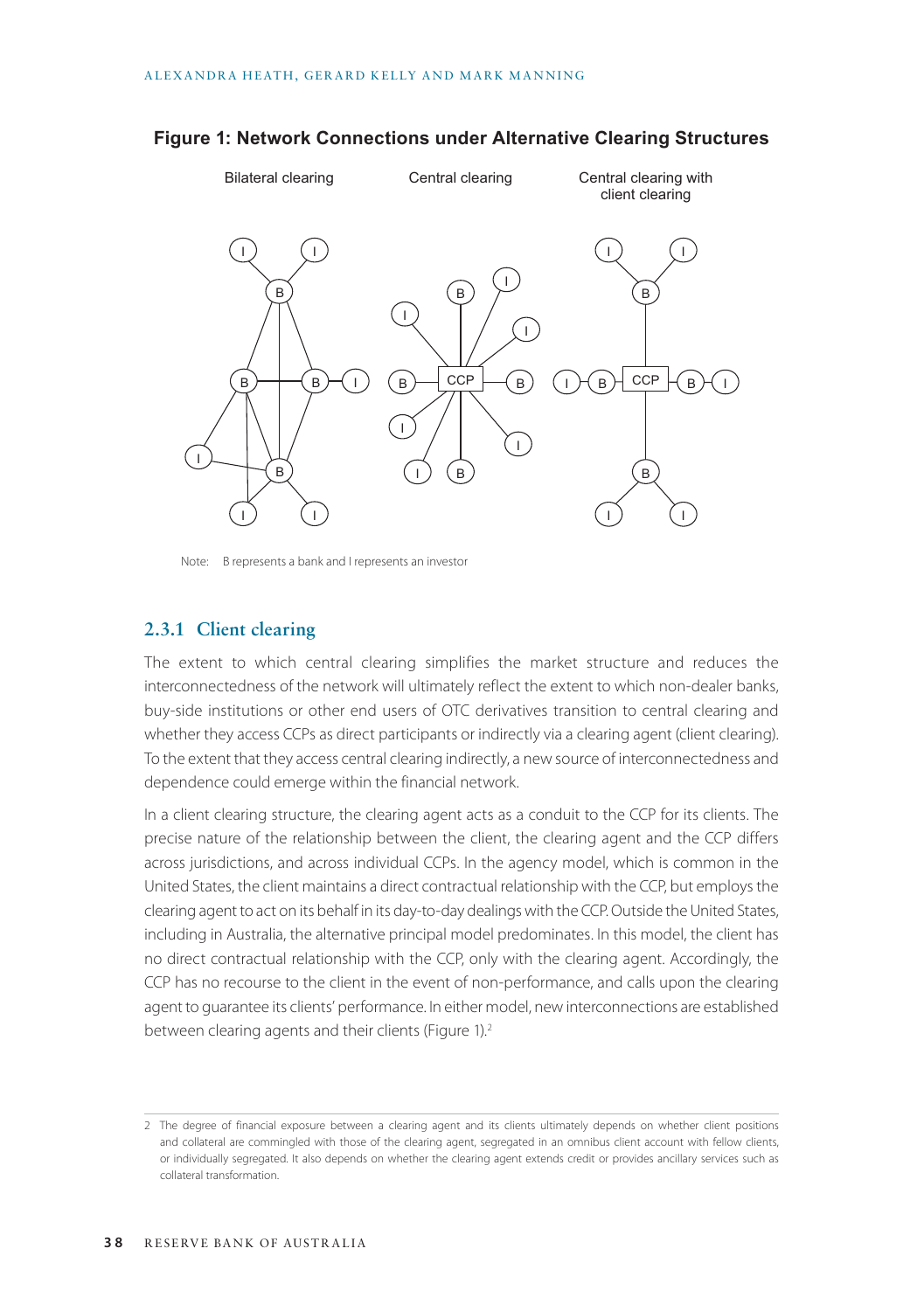**Figure 1: Network Connections under Alternative Clearing Structures**

Note: B represents a bank and I represents an investor

### 2.3.1 Client clearing

The extent to which central clearing simplifies the market structure and reduces the interconnectedness of the network will ultimately reflect the extent to which non-dealer banks, buy-side institutions or other end users of OTC derivatives transition to central clearing and whether they access CCPs as direct participants or indirectly via a clearing agent (client clearing). To the extent that they access central clearing indirectly, a new source of interconnectedness and dependence could emerge within the financial network.

In a client clearing structure, the clearing agent acts as a conduit to the CCP for its clients. The precise nature of the relationship between the client, the clearing agent and the CCP differs across jurisdictions, and across individual CCPs. In the agency model, which is common in the United States, the client maintains a direct contractual relationship with the CCP, but employs the clearing agent to act on its behalf in its day-to-day dealings with the CCP. Outside the United States, including in Australia, the alternative principal model predominates. In this model, the client has no direct contractual relationship with the CCP, only with the clearing agent. Accordingly, the CCP has no recourse to the client in the event of non-performance, and calls upon the clearing agent to guarantee its clients' performance. In either model, new interconnections are established between clearing agents and their clients (Figure 1).[2]

[2] The degree of financial exposure between a clearing agent and its clients ultimately depends on whether client positions and collateral are commingled with those of the clearing agent, segregated in an omnibus client account with fellow clients, or individually segregated. It also depends on whether the clearing agent extends credit or provides ancillary services such as collateral transformation.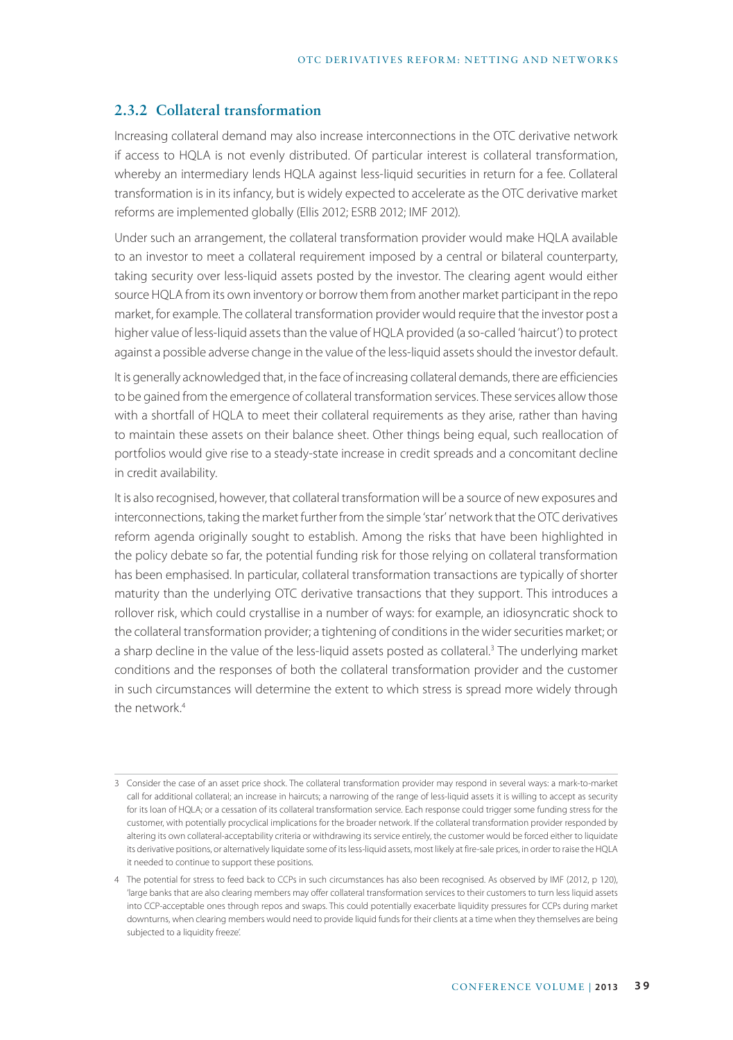### 2.3.2 Collateral transformation

Increasing collateral demand may also increase interconnections in the OTC derivative network if access to HQLA is not evenly distributed. Of particular interest is collateral transformation, whereby an intermediary lends HQLA against less-liquid securities in return for a fee. Collateral transformation is in its infancy, but is widely expected to accelerate as the OTC derivative market reforms are implemented globally (Ellis 2012; ESRB 2012; IMF 2012).

Under such an arrangement, the collateral transformation provider would make HQLA available to an investor to meet a collateral requirement imposed by a central or bilateral counterparty, taking security over less-liquid assets posted by the investor. The clearing agent would either source HQLA from its own inventory or borrow them from another market participant in the repo market, for example. The collateral transformation provider would require that the investor post a higher value of less-liquid assets than the value of HQLA provided (a so-called 'haircut') to protect against a possible adverse change in the value of the less-liquid assets should the investor default.

It is generally acknowledged that, in the face of increasing collateral demands, there are efficiencies to be gained from the emergence of collateral transformation services. These services allow those with a shortfall of HQLA to meet their collateral requirements as they arise, rather than having to maintain these assets on their balance sheet. Other things being equal, such reallocation of portfolios would give rise to a steady-state increase in credit spreads and a concomitant decline in credit availability.

It is also recognised, however, that collateral transformation will be a source of new exposures and interconnections, taking the market further from the simple 'star' network that the OTC derivatives reform agenda originally sought to establish. Among the risks that have been highlighted in the policy debate so far, the potential funding risk for those relying on collateral transformation has been emphasised. In particular, collateral transformation transactions are typically of shorter maturity than the underlying OTC derivative transactions that they support. This introduces a rollover risk, which could crystallise in a number of ways: for example, an idiosyncratic shock to the collateral transformation provider; a tightening of conditions in the wider securities market; or a sharp decline in the value of the less-liquid assets posted as collateral.[3] The underlying market conditions and the responses of both the collateral transformation provider and the customer in such circumstances will determine the extent to which stress is spread more widely through the network.[4]

---

3 Consider the case of an asset price shock. The collateral transformation provider may respond in several ways: a mark-to-market call for additional collateral; an increase in haircuts; a narrowing of the range of less-liquid assets it is willing to accept as security for its loan of HQLA; or a cessation of its collateral transformation service. Each response could trigger some funding stress for the customer, with potentially procyclical implications for the broader network. If the collateral transformation provider responded by altering its own collateral-acceptability criteria or withdrawing its service entirely, the customer would be forced either to liquidate its derivative positions, or alternatively liquidate some of its less-liquid assets, most likely at fire-sale prices, in order to raise the HQLA it needed to continue to support these positions.

4 The potential for stress to feed back to CCPs in such circumstances has also been recognised. As observed by IMF (2012, p 120), 'large banks that are also clearing members may offer collateral transformation services to their customers to turn less liquid assets into CCP-acceptable ones through repos and swaps. This could potentially exacerbate liquidity pressures for CCPs during market downturns, when clearing members would need to provide liquid funds for their clients at a time when they themselves are being subjected to a liquidity freeze'.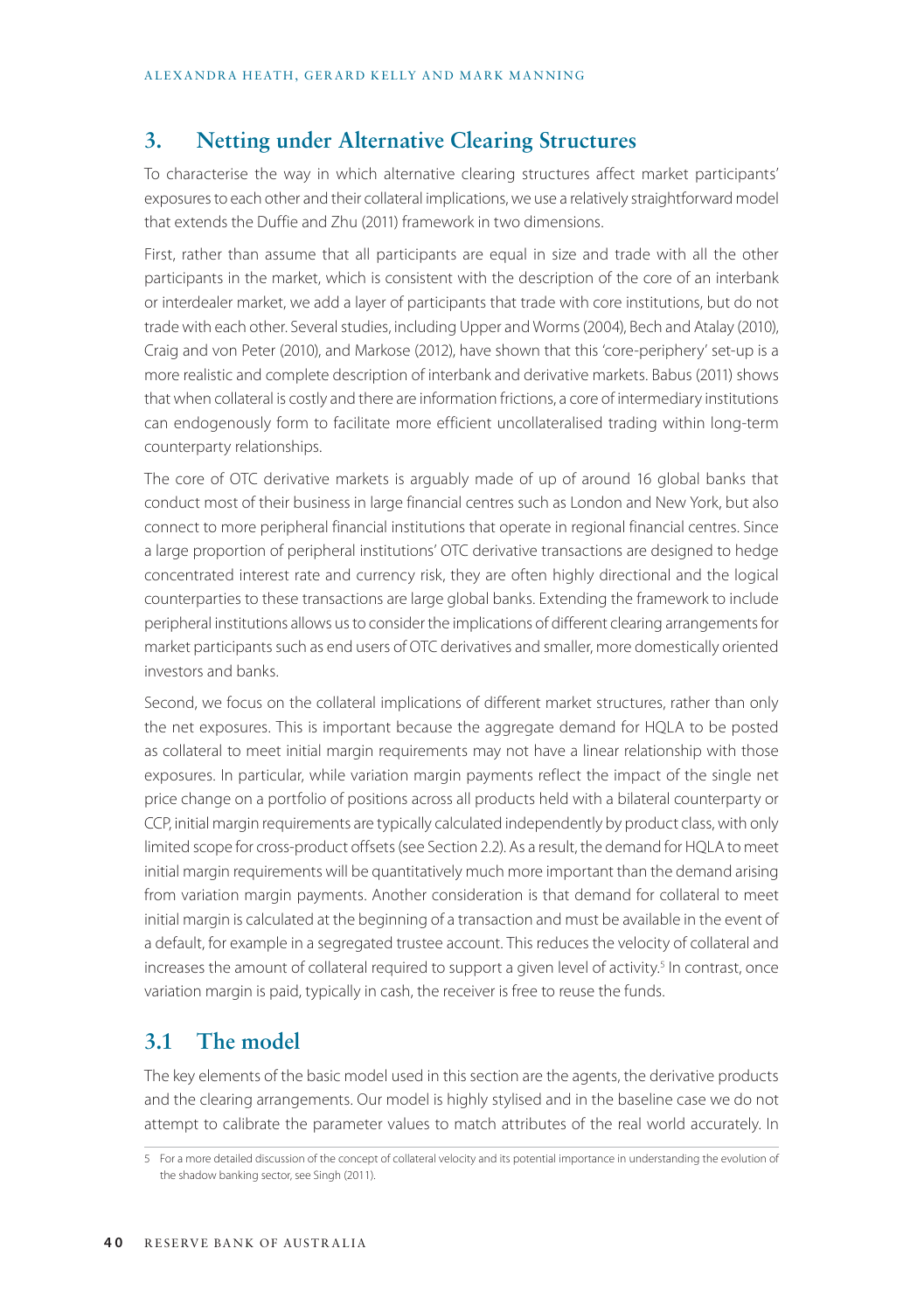## 3. Netting under Alternative Clearing Structures

To characterise the way in which alternative clearing structures affect market participants' exposures to each other and their collateral implications, we use a relatively straightforward model that extends the Duffie and Zhu (2011) framework in two dimensions.

First, rather than assume that all participants are equal in size and trade with all the other participants in the market, which is consistent with the description of the core of an interbank or interdealer market, we add a layer of participants that trade with core institutions, but do not trade with each other. Several studies, including Upper and Worms (2004), Bech and Atalay (2010), Craig and von Peter (2010), and Markose (2012), have shown that this 'core-periphery' set-up is a more realistic and complete description of interbank and derivative markets. Babus (2011) shows that when collateral is costly and there are information frictions, a core of intermediary institutions can endogenously form to facilitate more efficient uncollateralised trading within long-term counterparty relationships.

The core of OTC derivative markets is arguably made of up of around 16 global banks that conduct most of their business in large financial centres such as London and New York, but also connect to more peripheral financial institutions that operate in regional financial centres. Since a large proportion of peripheral institutions' OTC derivative transactions are designed to hedge concentrated interest rate and currency risk, they are often highly directional and the logical counterparties to these transactions are large global banks. Extending the framework to include peripheral institutions allows us to consider the implications of different clearing arrangements for market participants such as end users of OTC derivatives and smaller, more domestically oriented investors and banks.

Second, we focus on the collateral implications of different market structures, rather than only the net exposures. This is important because the aggregate demand for HQLA to be posted as collateral to meet initial margin requirements may not have a linear relationship with those exposures. In particular, while variation margin payments reflect the impact of the single net price change on a portfolio of positions across all products held with a bilateral counterparty or CCP, initial margin requirements are typically calculated independently by product class, with only limited scope for cross-product offsets (see Section 2.2). As a result, the demand for HQLA to meet initial margin requirements will be quantitatively much more important than the demand arising from variation margin payments. Another consideration is that demand for collateral to meet initial margin is calculated at the beginning of a transaction and must be available in the event of a default, for example in a segregated trustee account. This reduces the velocity of collateral and increases the amount of collateral required to support a given level of activity.[5] In contrast, once variation margin is paid, typically in cash, the receiver is free to reuse the funds.

### 3.1 The model

The key elements of the basic model used in this section are the agents, the derivative products and the clearing arrangements. Our model is highly stylised and in the baseline case we do not attempt to calibrate the parameter values to match attributes of the real world accurately. In

[5] For a more detailed discussion of the concept of collateral velocity and its potential importance in understanding the evolution of the shadow banking sector, see Singh (2011).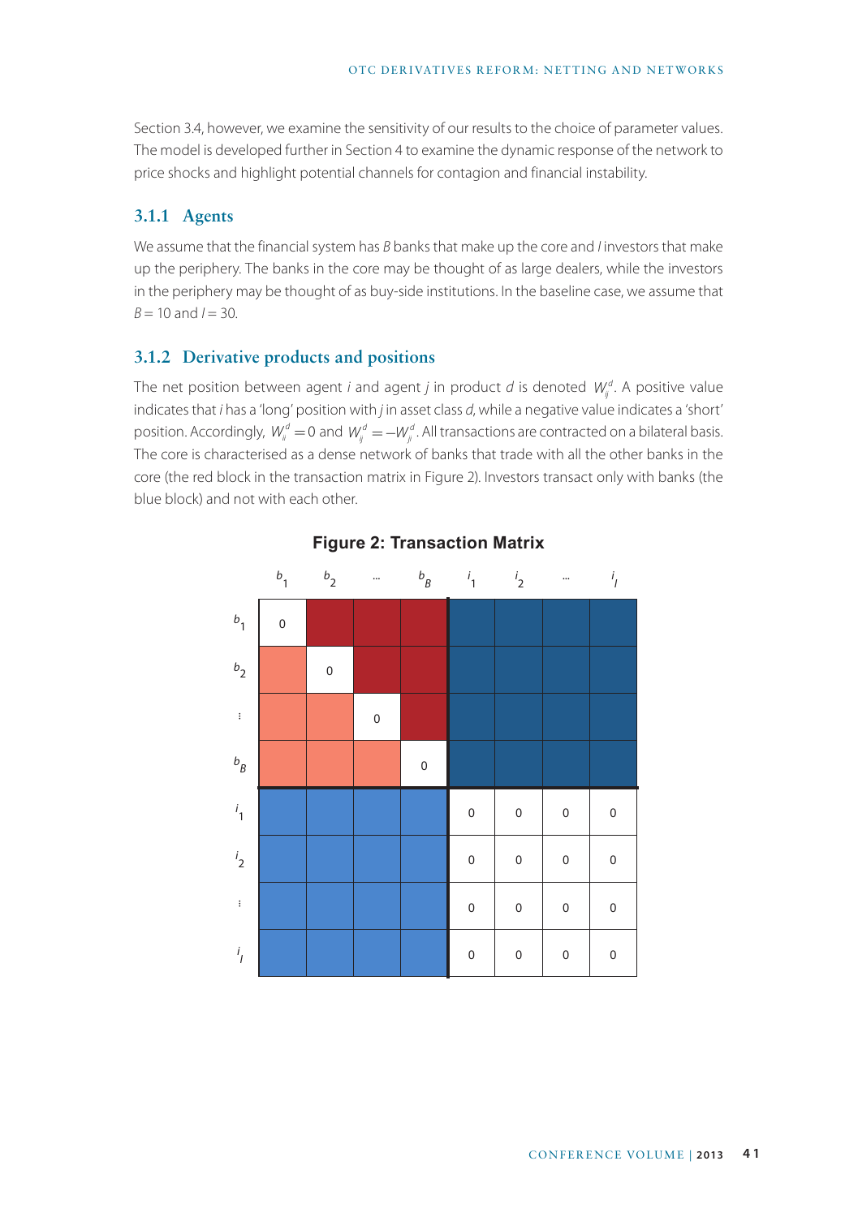Section 3.4, however, we examine the sensitivity of our results to the choice of parameter values. The model is developed further in Section 4 to examine the dynamic response of the network to price shocks and highlight potential channels for contagion and financial instability.

### 3.1.1 Agents

We assume that the financial system has $B$ banks that make up the core and $I$ investors that make up the periphery. The banks in the core may be thought of as large dealers, while the investors in the periphery may be thought of as buy-side institutions. In the baseline case, we assume that $B = 10$ and $I = 30$.

### 3.1.2 Derivative products and positions

The net position between agent $i$ and agent $j$ in product $d$ is denoted $W_{ij}^{d}$. A positive value indicates that $i$ has a 'long' position with $j$ in asset class $d$, while a negative value indicates a 'short' position. Accordingly, $W_{ii}^{d} = 0$ and $W_{ij}^{d} = -W_{ji}^{d}$. All transactions are contracted on a bilateral basis. The core is characterised as a dense network of banks that trade with all the other banks in the core (the red block in the transaction matrix in Figure 2). Investors transact only with banks (the blue block) and not with each other.

**Figure 2: Transaction Matrix**

| | $b_1$ | $b_2$ | ... | $b_B$ | $i_1$ | $i_2$ | ... | $i_I$ |
|---|---|---|---|---|---|---|---|---|
| $b_1$ | 0 | | | | | | | |
| $b_2$ | | 0 | | | | | | |
| ⋮ | | | 0 | | | | | |
| $b_B$ | | | | 0 | | | | |
| $i_1$ | | | | | 0 | 0 | 0 | 0 |
| $i_2$ | | | | | 0 | 0 | 0 | 0 |
| ⋮ | | | | | 0 | 0 | 0 | 0 |
| $i_I$ | | | | | 0 | 0 | 0 | 0 |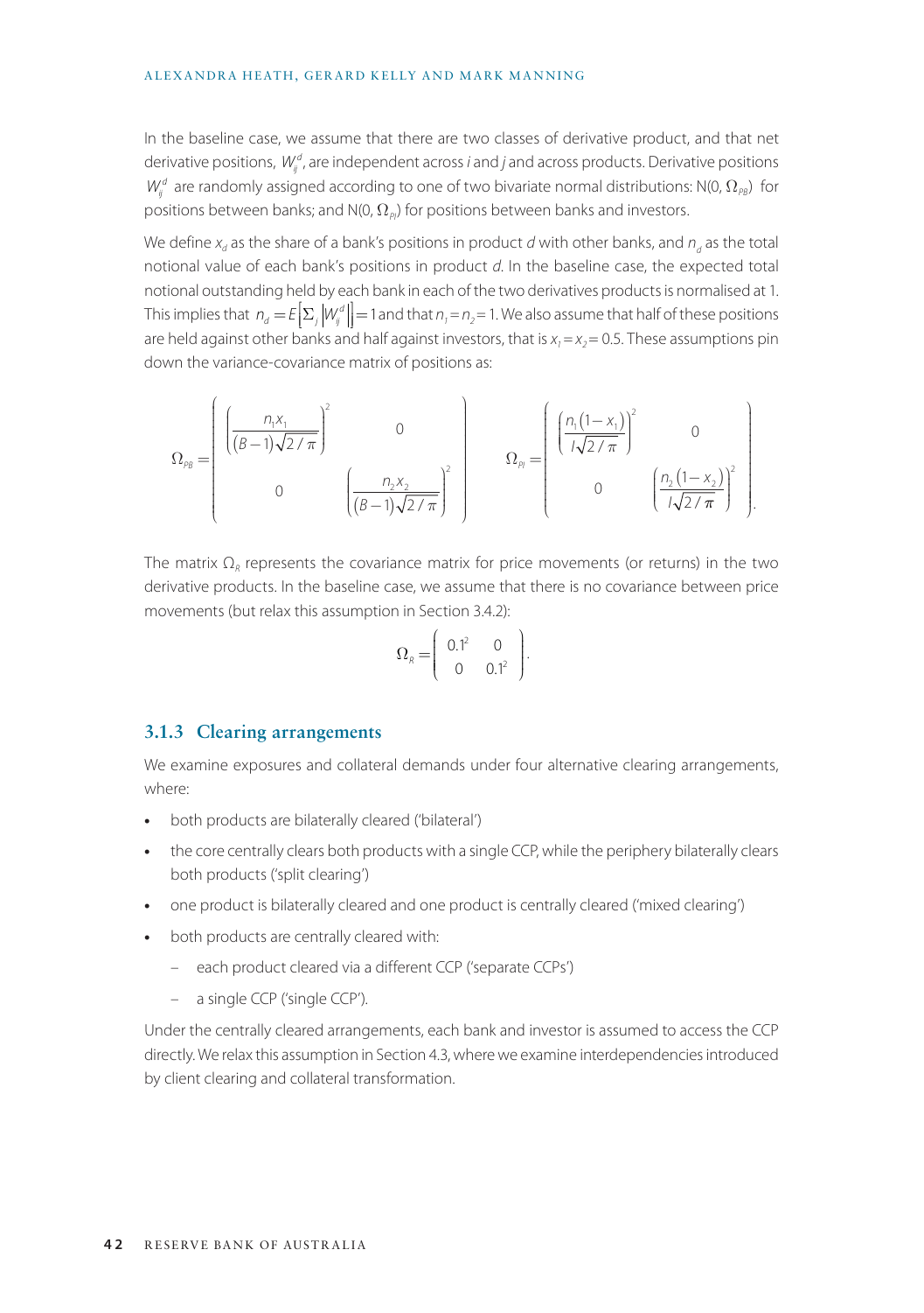In the baseline case, we assume that there are two classes of derivative product, and that net derivative positions, $W_{ij}^{d}$, are independent across *i* and *j* and across products. Derivative positions $W_{ij}^{d}$ are randomly assigned according to one of two bivariate normal distributions: N(0, $\Omega_{PB}$) for positions between banks; and N(0, $\Omega_{PI}$) for positions between banks and investors.

We define $x_d$ as the share of a bank's positions in product *d* with other banks, and $n_d$ as the total notional value of each bank's positions in product *d*. In the baseline case, the expected total notional outstanding held by each bank in each of the two derivatives products is normalised at 1. This implies that $n_d = E\left[\Sigma_j \left|W_{ij}^{d}\right|\right] = 1$ and that $n_1 = n_2 = 1$. We also assume that half of these positions are held against other banks and half against investors, that is $x_1 = x_2 = 0.5$. These assumptions pin down the variance-covariance matrix of positions as:

$$\Omega_{PB} = \begin{pmatrix} \left(\dfrac{n_1 x_1}{(B-1)\sqrt{2/\pi}}\right)^2 & 0 \\ 0 & \left(\dfrac{n_2 x_2}{(B-1)\sqrt{2/\pi}}\right)^2 \end{pmatrix} \qquad \Omega_{PI} = \begin{pmatrix} \left(\dfrac{n_1(1-x_1)}{I\sqrt{2/\pi}}\right)^2 & 0 \\ 0 & \left(\dfrac{n_2(1-x_2)}{I\sqrt{2/\pi}}\right)^2 \end{pmatrix}.$$

The matrix $\Omega_R$ represents the covariance matrix for price movements (or returns) in the two derivative products. In the baseline case, we assume that there is no covariance between price movements (but relax this assumption in Section 3.4.2):

$$\Omega_R = \begin{pmatrix} 0.1^2 & 0 \\ 0 & 0.1^2 \end{pmatrix}.$$

### 3.1.3 Clearing arrangements

We examine exposures and collateral demands under four alternative clearing arrangements, where:

- both products are bilaterally cleared ('bilateral')
- the core centrally clears both products with a single CCP, while the periphery bilaterally clears both products ('split clearing')
- one product is bilaterally cleared and one product is centrally cleared ('mixed clearing')
- both products are centrally cleared with:
  - each product cleared via a different CCP ('separate CCPs')
  - a single CCP ('single CCP').

Under the centrally cleared arrangements, each bank and investor is assumed to access the CCP directly. We relax this assumption in Section 4.3, where we examine interdependencies introduced by client clearing and collateral transformation.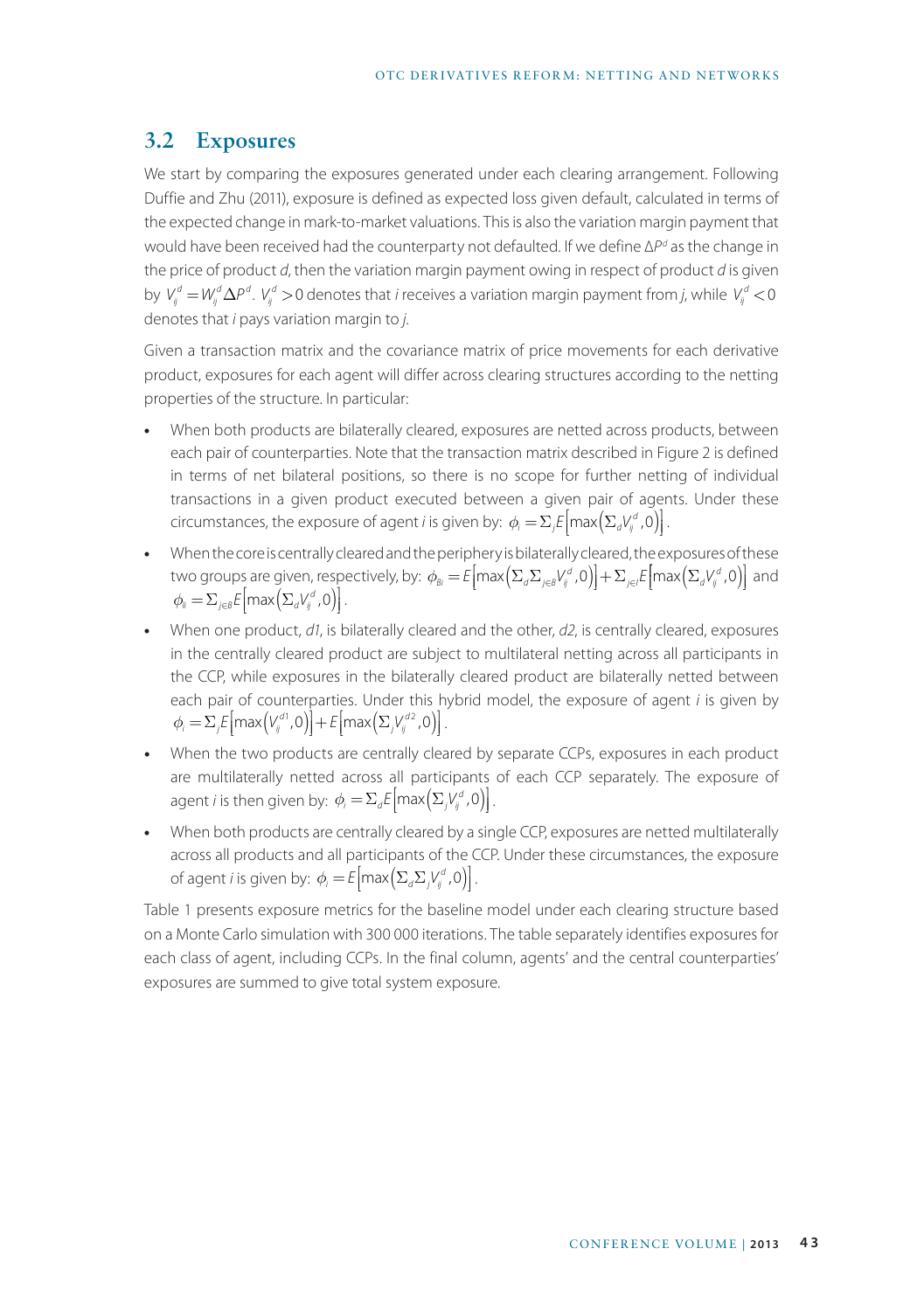## 3.2 Exposures

We start by comparing the exposures generated under each clearing arrangement. Following Duffie and Zhu (2011), exposure is defined as expected loss given default, calculated in terms of the expected change in mark-to-market valuations. This is also the variation margin payment that would have been received had the counterparty not defaulted. If we define $\Delta P^d$ as the change in the price of product $d$, then the variation margin payment owing in respect of product $d$ is given by $V_{ij}^d = W_{ij}^d \Delta P^d$. $V_{ij}^d > 0$ denotes that $i$ receives a variation margin payment from $j$, while $V_{ij}^d < 0$ denotes that $i$ pays variation margin to $j$.

Given a transaction matrix and the covariance matrix of price movements for each derivative product, exposures for each agent will differ across clearing structures according to the netting properties of the structure. In particular:

- When both products are bilaterally cleared, exposures are netted across products, between each pair of counterparties. Note that the transaction matrix described in Figure 2 is defined in terms of net bilateral positions, so there is no scope for further netting of individual transactions in a given product executed between a given pair of agents. Under these circumstances, the exposure of agent $i$ is given by: $\phi_i = \Sigma_j E\left[\max\left(\Sigma_d V_{ij}^d, 0\right)\right]$.
- When the core is centrally cleared and the periphery is bilaterally cleared, the exposures of these two groups are given, respectively, by: $\phi_{Bi} = E\left[\max\left(\Sigma_d \Sigma_{j \in B} V_{ij}^d, 0\right)\right] + \Sigma_{j \in I} E\left[\max\left(\Sigma_d V_{ij}^d, 0\right)\right]$ and $\phi_{Ii} = \Sigma_{j \in B} E\left[\max\left(\Sigma_d V_{ij}^d, 0\right)\right]$.
- When one product, $d1$, is bilaterally cleared and the other, $d2$, is centrally cleared, exposures in the centrally cleared product are subject to multilateral netting across all participants in the CCP, while exposures in the bilaterally cleared product are bilaterally netted between each pair of counterparties. Under this hybrid model, the exposure of agent $i$ is given by $\phi_i = \Sigma_j E\left[\max\left(V_{ij}^{d1}, 0\right)\right] + E\left[\max\left(\Sigma_j V_{ij}^{d2}, 0\right)\right]$.
- When the two products are centrally cleared by separate CCPs, exposures in each product are multilaterally netted across all participants of each CCP separately. The exposure of agent $i$ is then given by: $\phi_i = \Sigma_d E\left[\max\left(\Sigma_j V_{ij}^d, 0\right)\right]$.
- When both products are centrally cleared by a single CCP, exposures are netted multilaterally across all products and all participants of the CCP. Under these circumstances, the exposure of agent $i$ is given by: $\phi_i = E\left[\max\left(\Sigma_d \Sigma_j V_{ij}^d, 0\right)\right]$.

Table 1 presents exposure metrics for the baseline model under each clearing structure based on a Monte Carlo simulation with 300 000 iterations. The table separately identifies exposures for each class of agent, including CCPs. In the final column, agents' and the central counterparties' exposures are summed to give total system exposure.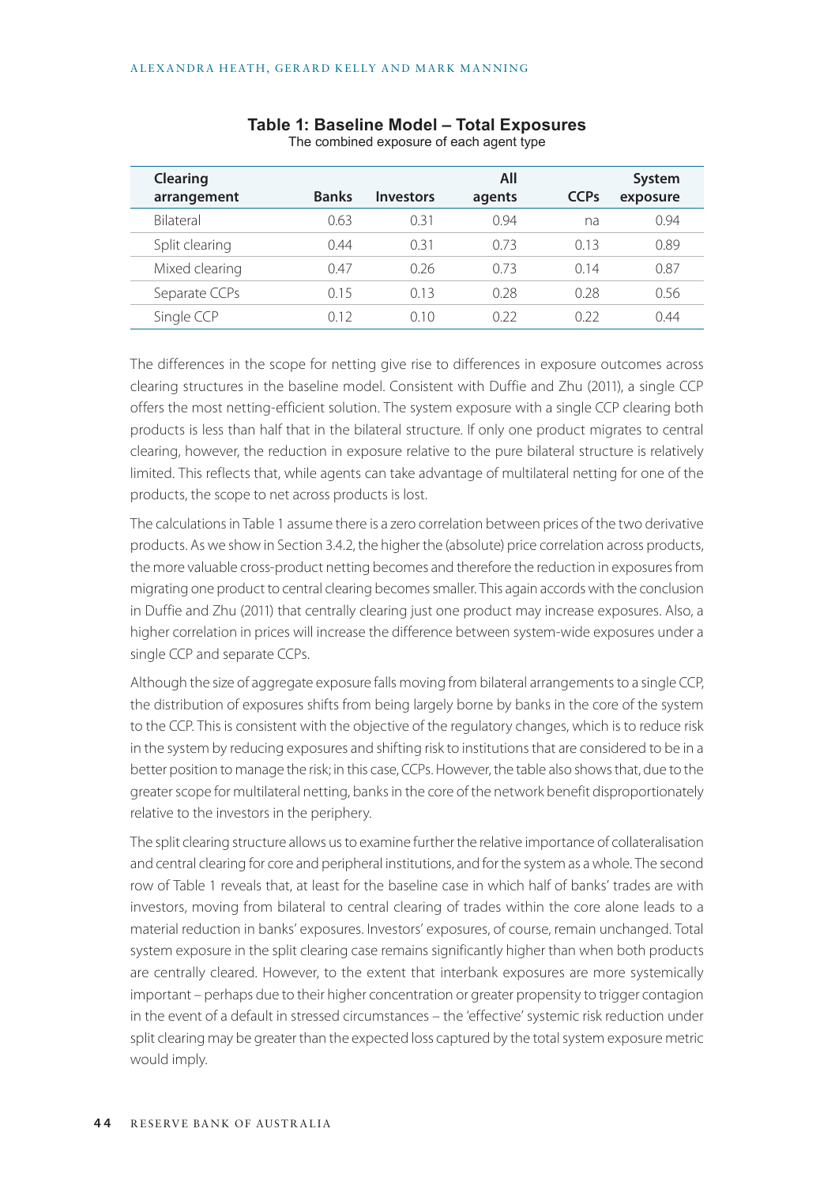**Table 1: Baseline Model – Total Exposures**

The combined exposure of each agent type

| Clearing arrangement | Banks | Investors | All agents | CCPs | System exposure |
|---|---|---|---|---|---|
| Bilateral | 0.63 | 0.31 | 0.94 | na | 0.94 |
| Split clearing | 0.44 | 0.31 | 0.73 | 0.13 | 0.89 |
| Mixed clearing | 0.47 | 0.26 | 0.73 | 0.14 | 0.87 |
| Separate CCPs | 0.15 | 0.13 | 0.28 | 0.28 | 0.56 |
| Single CCP | 0.12 | 0.10 | 0.22 | 0.22 | 0.44 |

The differences in the scope for netting give rise to differences in exposure outcomes across clearing structures in the baseline model. Consistent with Duffie and Zhu (2011), a single CCP offers the most netting-efficient solution. The system exposure with a single CCP clearing both products is less than half that in the bilateral structure. If only one product migrates to central clearing, however, the reduction in exposure relative to the pure bilateral structure is relatively limited. This reflects that, while agents can take advantage of multilateral netting for one of the products, the scope to net across products is lost.

The calculations in Table 1 assume there is a zero correlation between prices of the two derivative products. As we show in Section 3.4.2, the higher the (absolute) price correlation across products, the more valuable cross-product netting becomes and therefore the reduction in exposures from migrating one product to central clearing becomes smaller. This again accords with the conclusion in Duffie and Zhu (2011) that centrally clearing just one product may increase exposures. Also, a higher correlation in prices will increase the difference between system-wide exposures under a single CCP and separate CCPs.

Although the size of aggregate exposure falls moving from bilateral arrangements to a single CCP, the distribution of exposures shifts from being largely borne by banks in the core of the system to the CCP. This is consistent with the objective of the regulatory changes, which is to reduce risk in the system by reducing exposures and shifting risk to institutions that are considered to be in a better position to manage the risk; in this case, CCPs. However, the table also shows that, due to the greater scope for multilateral netting, banks in the core of the network benefit disproportionately relative to the investors in the periphery.

The split clearing structure allows us to examine further the relative importance of collateralisation and central clearing for core and peripheral institutions, and for the system as a whole. The second row of Table 1 reveals that, at least for the baseline case in which half of banks' trades are with investors, moving from bilateral to central clearing of trades within the core alone leads to a material reduction in banks' exposures. Investors' exposures, of course, remain unchanged. Total system exposure in the split clearing case remains significantly higher than when both products are centrally cleared. However, to the extent that interbank exposures are more systemically important – perhaps due to their higher concentration or greater propensity to trigger contagion in the event of a default in stressed circumstances – the 'effective' systemic risk reduction under split clearing may be greater than the expected loss captured by the total system exposure metric would imply.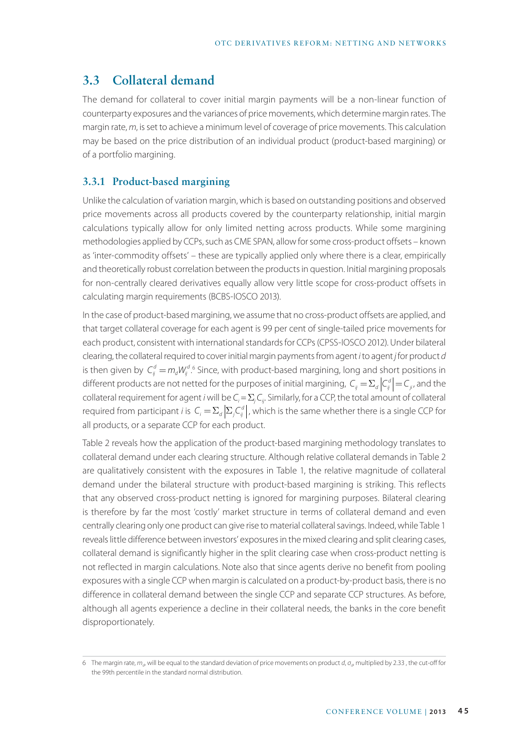## 3.3 Collateral demand

The demand for collateral to cover initial margin payments will be a non-linear function of counterparty exposures and the variances of price movements, which determine margin rates. The margin rate, $m$, is set to achieve a minimum level of coverage of price movements. This calculation may be based on the price distribution of an individual product (product-based margining) or of a portfolio margining.

### 3.3.1 Product-based margining

Unlike the calculation of variation margin, which is based on outstanding positions and observed price movements across all products covered by the counterparty relationship, initial margin calculations typically allow for only limited netting across products. While some margining methodologies applied by CCPs, such as CME SPAN, allow for some cross-product offsets – known as 'inter-commodity offsets' – these are typically applied only where there is a clear, empirically and theoretically robust correlation between the products in question. Initial margining proposals for non-centrally cleared derivatives equally allow very little scope for cross-product offsets in calculating margin requirements (BCBS-IOSCO 2013).

In the case of product-based margining, we assume that no cross-product offsets are applied, and that target collateral coverage for each agent is 99 per cent of single-tailed price movements for each product, consistent with international standards for CCPs (CPSS-IOSCO 2012). Under bilateral clearing, the collateral required to cover initial margin payments from agent $i$ to agent $j$ for product $d$ is then given by $C_{ij}^{d} = m_d W_{ij}^{d}$.[6] Since, with product-based margining, long and short positions in different products are not netted for the purposes of initial margining, $C_{ij} = \Sigma_d \left|C_{ij}^{d}\right| = C_{ji}$, and the collateral requirement for agent $i$ will be $C_i = \Sigma_j C_{ij}$. Similarly, for a CCP, the total amount of collateral required from participant $i$ is $C_i = \Sigma_d \left|\Sigma_j C_{ij}^{d}\right|$, which is the same whether there is a single CCP for all products, or a separate CCP for each product.

Table 2 reveals how the application of the product-based margining methodology translates to collateral demand under each clearing structure. Although relative collateral demands in Table 2 are qualitatively consistent with the exposures in Table 1, the relative magnitude of collateral demand under the bilateral structure with product-based margining is striking. This reflects that any observed cross-product netting is ignored for margining purposes. Bilateral clearing is therefore by far the most 'costly' market structure in terms of collateral demand and even centrally clearing only one product can give rise to material collateral savings. Indeed, while Table 1 reveals little difference between investors' exposures in the mixed clearing and split clearing cases, collateral demand is significantly higher in the split clearing case when cross-product netting is not reflected in margin calculations. Note also that since agents derive no benefit from pooling exposures with a single CCP when margin is calculated on a product-by-product basis, there is no difference in collateral demand between the single CCP and separate CCP structures. As before, although all agents experience a decline in their collateral needs, the banks in the core benefit disproportionately.

---

6 The margin rate, $m_d$, will be equal to the standard deviation of price movements on product $d$, $\sigma_d$, multiplied by 2.33 , the cut-off for the 99th percentile in the standard normal distribution.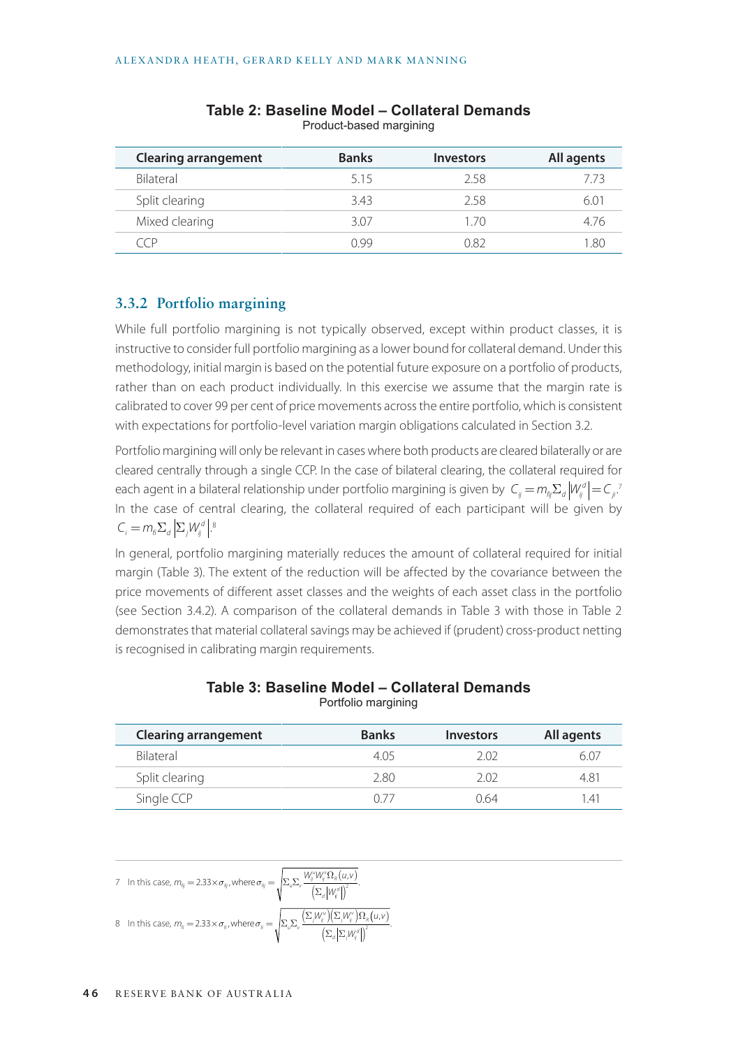**Table 2: Baseline Model – Collateral Demands**
Product-based margining

| Clearing arrangement | Banks | Investors | All agents |
|---|---|---|---|
| Bilateral | 5.15 | 2.58 | 7.73 |
| Split clearing | 3.43 | 2.58 | 6.01 |
| Mixed clearing | 3.07 | 1.70 | 4.76 |
| CCP | 0.99 | 0.82 | 1.80 |

### 3.3.2 Portfolio margining

While full portfolio margining is not typically observed, except within product classes, it is instructive to consider full portfolio margining as a lower bound for collateral demand. Under this methodology, initial margin is based on the potential future exposure on a portfolio of products, rather than on each product individually. In this exercise we assume that the margin rate is calibrated to cover 99 per cent of price movements across the entire portfolio, which is consistent with expectations for portfolio-level variation margin obligations calculated in Section 3.2.

Portfolio margining will only be relevant in cases where both products are cleared bilaterally or are cleared centrally through a single CCP. In the case of bilateral clearing, the collateral required for each agent in a bilateral relationship under portfolio margining is given by $C_{ij} = m_{fij}\Sigma_d \left|W_{ij}^d\right| = C_{ji}$.[7] In the case of central clearing, the collateral required of each participant will be given by $C_i = m_{fi}\Sigma_d \left|\Sigma_j W_{ij}^d\right|$.[8]

In general, portfolio margining materially reduces the amount of collateral required for initial margin (Table 3). The extent of the reduction will be affected by the covariance between the price movements of different asset classes and the weights of each asset class in the portfolio (see Section 3.4.2). A comparison of the collateral demands in Table 3 with those in Table 2 demonstrates that material collateral savings may be achieved if (prudent) cross-product netting is recognised in calibrating margin requirements.

**Table 3: Baseline Model – Collateral Demands**
Portfolio margining

| Clearing arrangement | Banks | Investors | All agents |
|---|---|---|---|
| Bilateral | 4.05 | 2.02 | 6.07 |
| Split clearing | 2.80 | 2.02 | 4.81 |
| Single CCP | 0.77 | 0.64 | 1.41 |

7 In this case, $m_{fij} = 2.33 \times \sigma_{fij}$, where $\sigma_{fij} = \sqrt{\Sigma_u \Sigma_v \dfrac{W_{ij}^u W_{ij}^v \Omega_{ij}(u,v)}{\left(\Sigma_d \left|W_{ij}^d\right|\right)^2}}$.

8 In this case, $m_{fi} = 2.33 \times \sigma_{fi}$, where $\sigma_{fi} = \sqrt{\Sigma_u \Sigma_v \dfrac{\left(\Sigma_j W_{ij}^u\right)\left(\Sigma_j W_{ij}^v\right)\Omega_{ij}(u,v)}{\left(\Sigma_d \left|\Sigma_j W_{ij}^d\right|\right)^2}}$.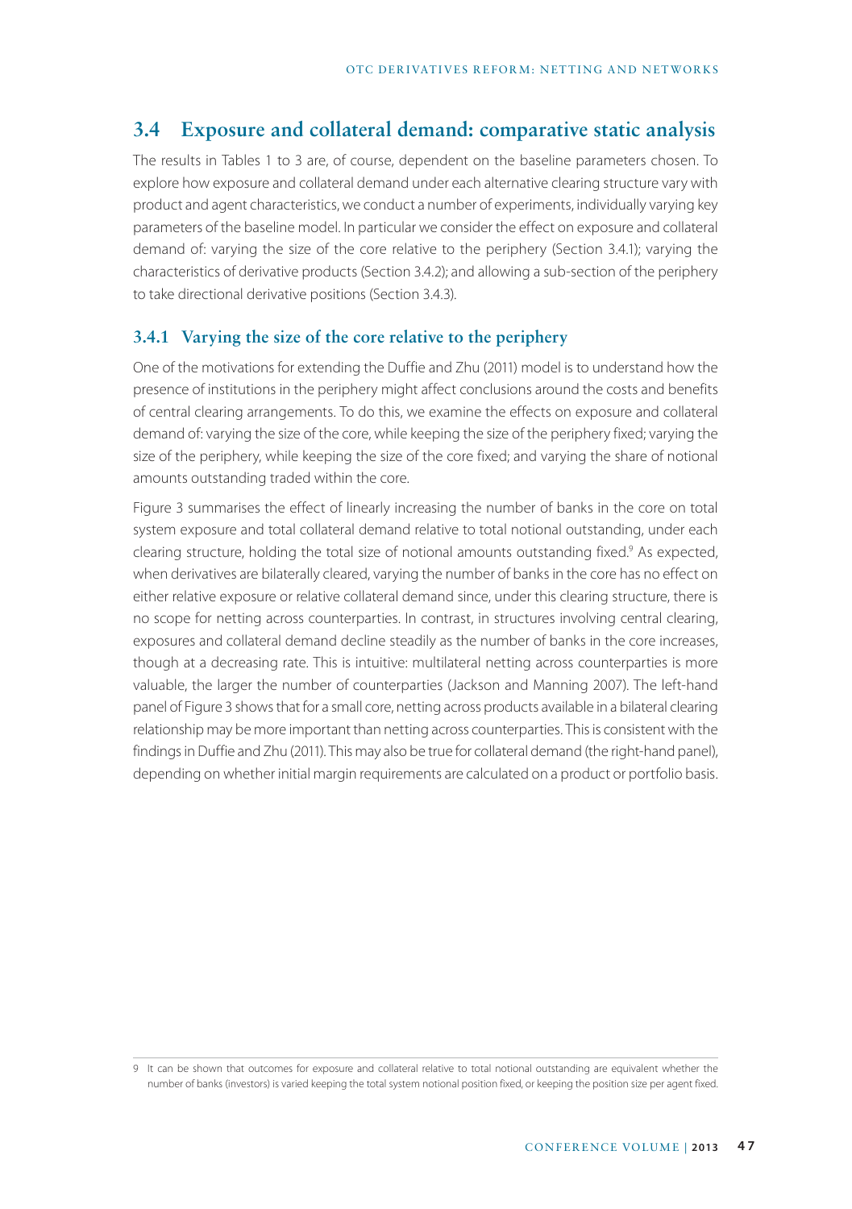## 3.4 Exposure and collateral demand: comparative static analysis

The results in Tables 1 to 3 are, of course, dependent on the baseline parameters chosen. To explore how exposure and collateral demand under each alternative clearing structure vary with product and agent characteristics, we conduct a number of experiments, individually varying key parameters of the baseline model. In particular we consider the effect on exposure and collateral demand of: varying the size of the core relative to the periphery (Section 3.4.1); varying the characteristics of derivative products (Section 3.4.2); and allowing a sub-section of the periphery to take directional derivative positions (Section 3.4.3).

### 3.4.1 Varying the size of the core relative to the periphery

One of the motivations for extending the Duffie and Zhu (2011) model is to understand how the presence of institutions in the periphery might affect conclusions around the costs and benefits of central clearing arrangements. To do this, we examine the effects on exposure and collateral demand of: varying the size of the core, while keeping the size of the periphery fixed; varying the size of the periphery, while keeping the size of the core fixed; and varying the share of notional amounts outstanding traded within the core.

Figure 3 summarises the effect of linearly increasing the number of banks in the core on total system exposure and total collateral demand relative to total notional outstanding, under each clearing structure, holding the total size of notional amounts outstanding fixed.[9] As expected, when derivatives are bilaterally cleared, varying the number of banks in the core has no effect on either relative exposure or relative collateral demand since, under this clearing structure, there is no scope for netting across counterparties. In contrast, in structures involving central clearing, exposures and collateral demand decline steadily as the number of banks in the core increases, though at a decreasing rate. This is intuitive: multilateral netting across counterparties is more valuable, the larger the number of counterparties (Jackson and Manning 2007). The left-hand panel of Figure 3 shows that for a small core, netting across products available in a bilateral clearing relationship may be more important than netting across counterparties. This is consistent with the findings in Duffie and Zhu (2011). This may also be true for collateral demand (the right-hand panel), depending on whether initial margin requirements are calculated on a product or portfolio basis.

9 It can be shown that outcomes for exposure and collateral relative to total notional outstanding are equivalent whether the number of banks (investors) is varied keeping the total system notional position fixed, or keeping the position size per agent fixed.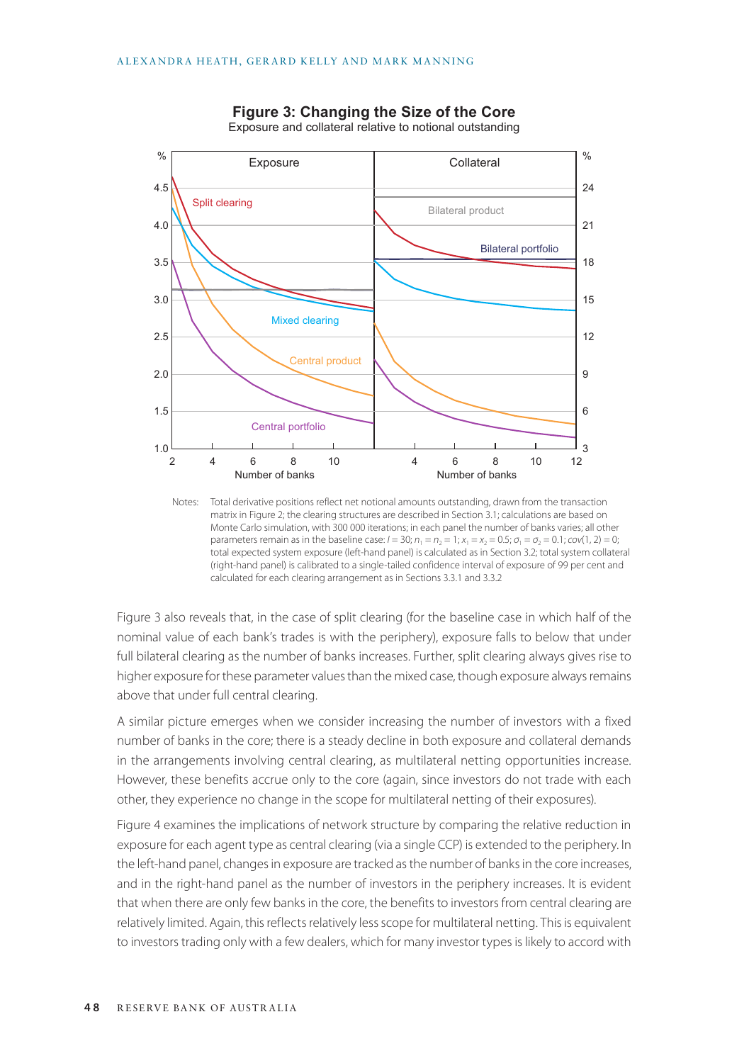**Figure 3: Changing the Size of the Core**

Exposure and collateral relative to notional outstanding

Notes: Total derivative positions reflect net notional amounts outstanding, drawn from the transaction matrix in Figure 2; the clearing structures are described in Section 3.1; calculations are based on Monte Carlo simulation, with 300 000 iterations; in each panel the number of banks varies; all other parameters remain as in the baseline case: $I = 30$; $n_1 = n_2 = 1$; $x_1 = x_2 = 0.5$; $\sigma_1 = \sigma_2 = 0.1$; $cov(1, 2) = 0$; total expected system exposure (left-hand panel) is calculated as in Section 3.2; total system collateral (right-hand panel) is calibrated to a single-tailed confidence interval of exposure of 99 per cent and calculated for each clearing arrangement as in Sections 3.3.1 and 3.3.2

Figure 3 also reveals that, in the case of split clearing (for the baseline case in which half of the nominal value of each bank's trades is with the periphery), exposure falls to below that under full bilateral clearing as the number of banks increases. Further, split clearing always gives rise to higher exposure for these parameter values than the mixed case, though exposure always remains above that under full central clearing.

A similar picture emerges when we consider increasing the number of investors with a fixed number of banks in the core; there is a steady decline in both exposure and collateral demands in the arrangements involving central clearing, as multilateral netting opportunities increase. However, these benefits accrue only to the core (again, since investors do not trade with each other, they experience no change in the scope for multilateral netting of their exposures).

Figure 4 examines the implications of network structure by comparing the relative reduction in exposure for each agent type as central clearing (via a single CCP) is extended to the periphery. In the left-hand panel, changes in exposure are tracked as the number of banks in the core increases, and in the right-hand panel as the number of investors in the periphery increases. It is evident that when there are only few banks in the core, the benefits to investors from central clearing are relatively limited. Again, this reflects relatively less scope for multilateral netting. This is equivalent to investors trading only with a few dealers, which for many investor types is likely to accord with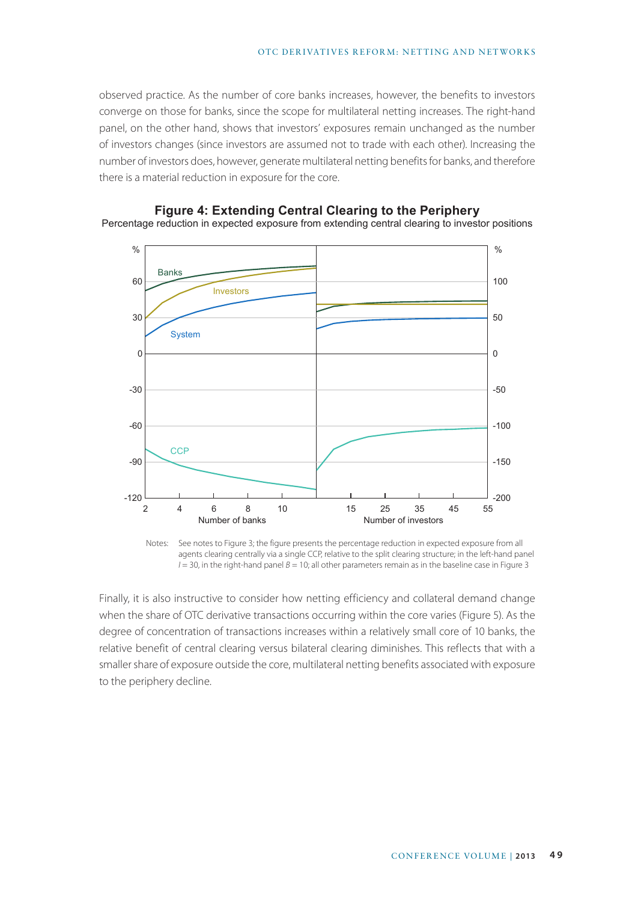observed practice. As the number of core banks increases, however, the benefits to investors converge on those for banks, since the scope for multilateral netting increases. The right-hand panel, on the other hand, shows that investors' exposures remain unchanged as the number of investors changes (since investors are assumed not to trade with each other). Increasing the number of investors does, however, generate multilateral netting benefits for banks, and therefore there is a material reduction in exposure for the core.

**Figure 4: Extending Central Clearing to the Periphery**
Percentage reduction in expected exposure from extending central clearing to investor positions

Notes: See notes to Figure 3; the figure presents the percentage reduction in expected exposure from all agents clearing centrally via a single CCP, relative to the split clearing structure; in the left-hand panel $I = 30$, in the right-hand panel $B = 10$; all other parameters remain as in the baseline case in Figure 3

Finally, it is also instructive to consider how netting efficiency and collateral demand change when the share of OTC derivative transactions occurring within the core varies (Figure 5). As the degree of concentration of transactions increases within a relatively small core of 10 banks, the relative benefit of central clearing versus bilateral clearing diminishes. This reflects that with a smaller share of exposure outside the core, multilateral netting benefits associated with exposure to the periphery decline.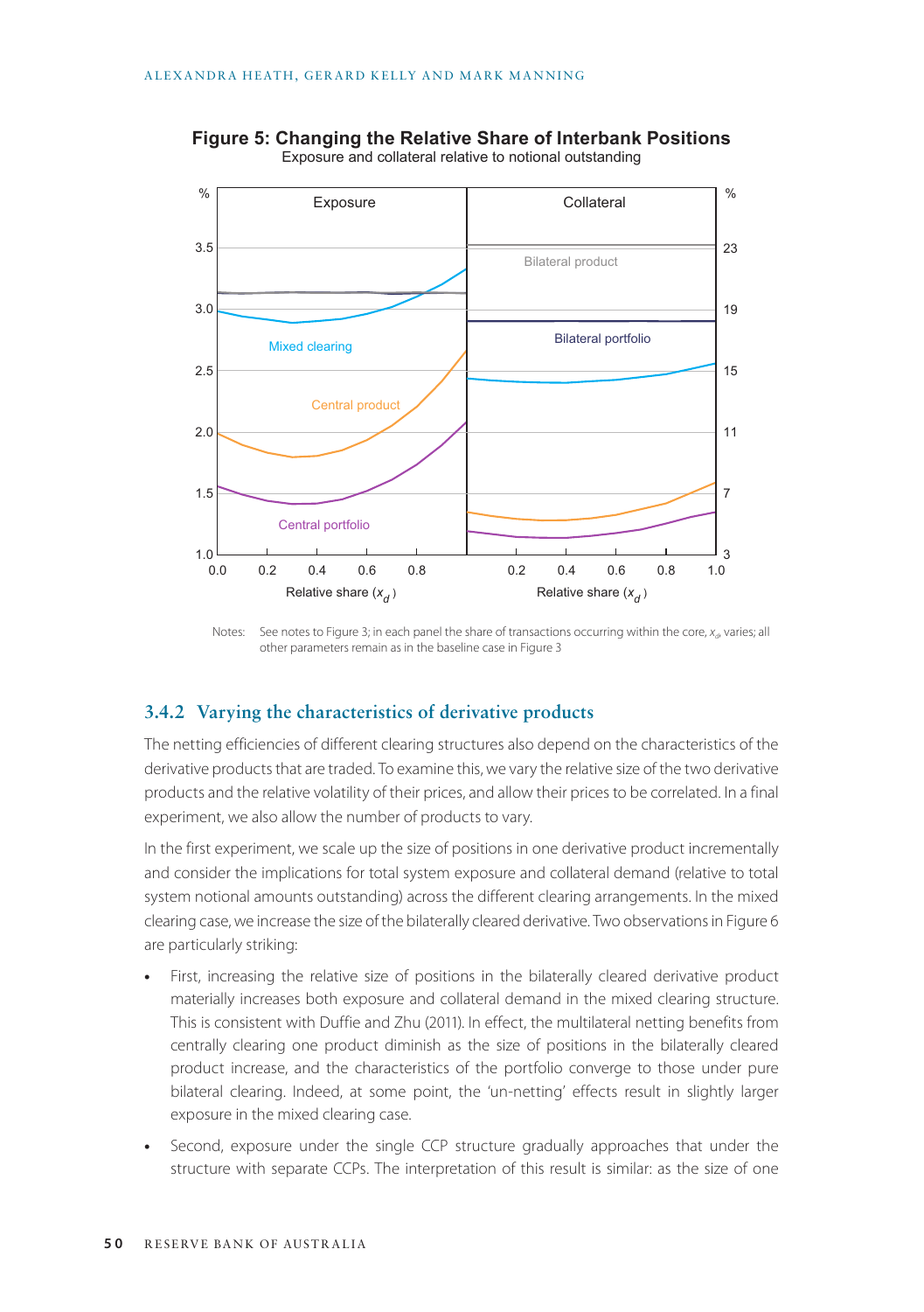**Figure 5: Changing the Relative Share of Interbank Positions**
Exposure and collateral relative to notional outstanding

Notes: See notes to Figure 3; in each panel the share of transactions occurring within the core, $x_d$, varies; all other parameters remain as in the baseline case in Figure 3

### 3.4.2 Varying the characteristics of derivative products

The netting efficiencies of different clearing structures also depend on the characteristics of the derivative products that are traded. To examine this, we vary the relative size of the two derivative products and the relative volatility of their prices, and allow their prices to be correlated. In a final experiment, we also allow the number of products to vary.

In the first experiment, we scale up the size of positions in one derivative product incrementally and consider the implications for total system exposure and collateral demand (relative to total system notional amounts outstanding) across the different clearing arrangements. In the mixed clearing case, we increase the size of the bilaterally cleared derivative. Two observations in Figure 6 are particularly striking:

- First, increasing the relative size of positions in the bilaterally cleared derivative product materially increases both exposure and collateral demand in the mixed clearing structure. This is consistent with Duffie and Zhu (2011). In effect, the multilateral netting benefits from centrally clearing one product diminish as the size of positions in the bilaterally cleared product increase, and the characteristics of the portfolio converge to those under pure bilateral clearing. Indeed, at some point, the 'un-netting' effects result in slightly larger exposure in the mixed clearing case.
- Second, exposure under the single CCP structure gradually approaches that under the structure with separate CCPs. The interpretation of this result is similar: as the size of one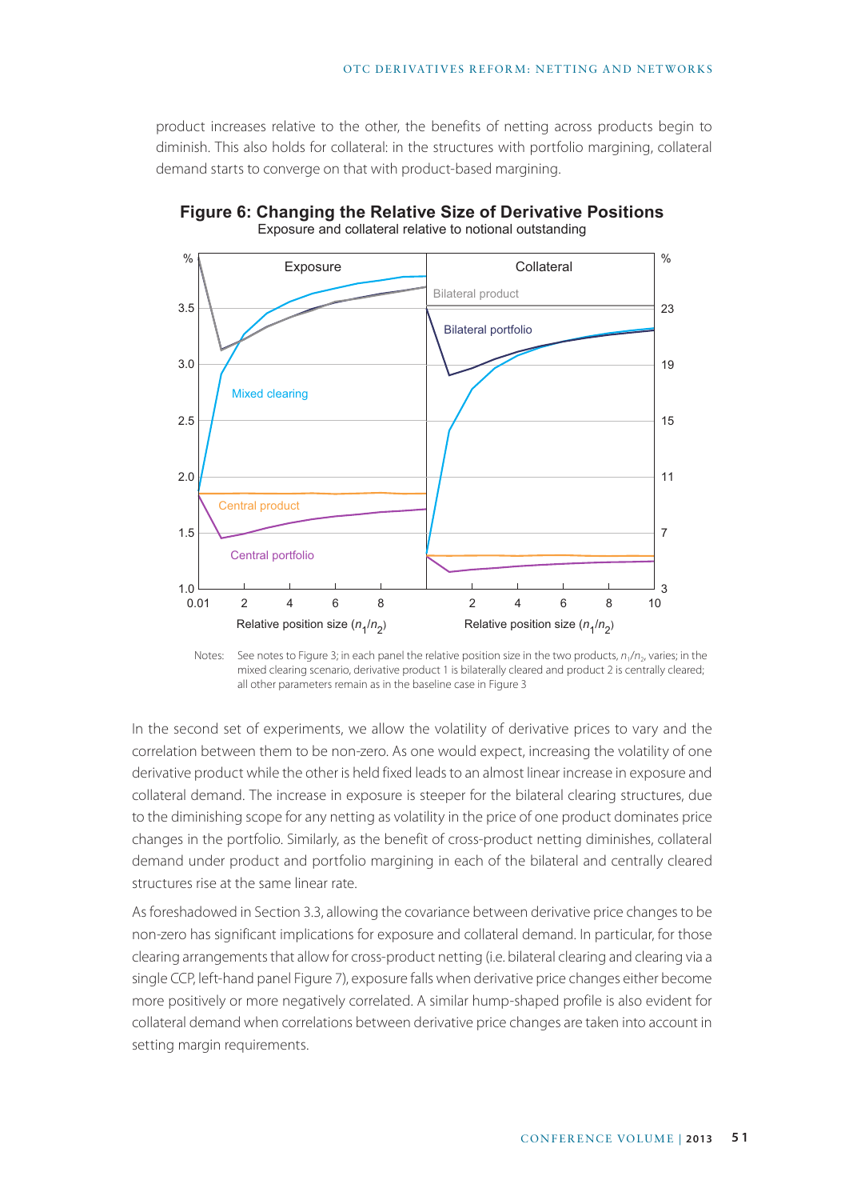product increases relative to the other, the benefits of netting across products begin to diminish. This also holds for collateral: in the structures with portfolio margining, collateral demand starts to converge on that with product-based margining.

**Figure 6: Changing the Relative Size of Derivative Positions**
Exposure and collateral relative to notional outstanding

Notes: See notes to Figure 3; in each panel the relative position size in the two products, $n_1/n_2$, varies; in the mixed clearing scenario, derivative product 1 is bilaterally cleared and product 2 is centrally cleared; all other parameters remain as in the baseline case in Figure 3

In the second set of experiments, we allow the volatility of derivative prices to vary and the correlation between them to be non-zero. As one would expect, increasing the volatility of one derivative product while the other is held fixed leads to an almost linear increase in exposure and collateral demand. The increase in exposure is steeper for the bilateral clearing structures, due to the diminishing scope for any netting as volatility in the price of one product dominates price changes in the portfolio. Similarly, as the benefit of cross-product netting diminishes, collateral demand under product and portfolio margining in each of the bilateral and centrally cleared structures rise at the same linear rate.

As foreshadowed in Section 3.3, allowing the covariance between derivative price changes to be non-zero has significant implications for exposure and collateral demand. In particular, for those clearing arrangements that allow for cross-product netting (i.e. bilateral clearing and clearing via a single CCP, left-hand panel Figure 7), exposure falls when derivative price changes either become more positively or more negatively correlated. A similar hump-shaped profile is also evident for collateral demand when correlations between derivative price changes are taken into account in setting margin requirements.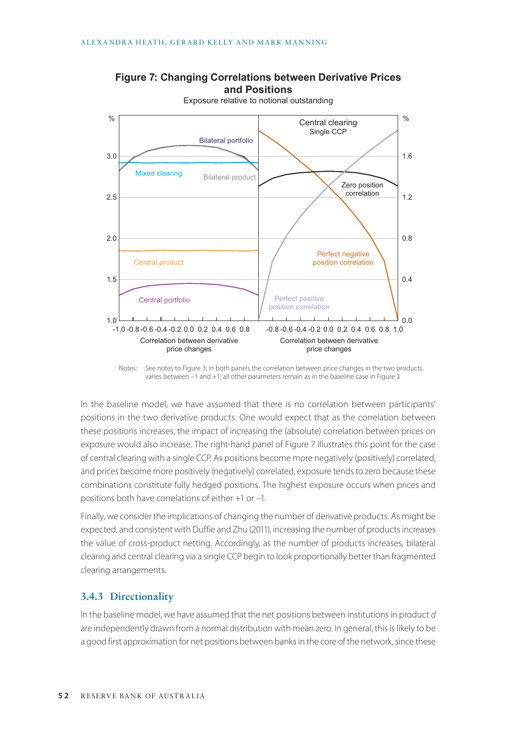**Figure 7: Changing Correlations between Derivative Prices and Positions**

Exposure relative to notional outstanding

Notes: See notes to Figure 3; in both panels the correlation between price changes in the two products varies between –1 and +1; all other parameters remain as in the baseline case in Figure 3

In the baseline model, we have assumed that there is no correlation between participants' positions in the two derivative products. One would expect that as the correlation between these positions increases, the impact of increasing the (absolute) correlation between prices on exposure would also increase. The right-hand panel of Figure 7 illustrates this point for the case of central clearing with a single CCP. As positions become more negatively (positively) correlated, and prices become more positively (negatively) correlated, exposure tends to zero because these combinations constitute fully hedged positions. The highest exposure occurs when prices and positions both have correlations of either +1 or –1.

Finally, we consider the implications of changing the number of derivative products. As might be expected, and consistent with Duffie and Zhu (2011), increasing the number of products increases the value of cross-product netting. Accordingly, as the number of products increases, bilateral clearing and central clearing via a single CCP begin to look proportionally better than fragmented clearing arrangements.

### 3.4.3 Directionality

In the baseline model, we have assumed that the net positions between institutions in product $d$ are independently drawn from a normal distribution with mean zero. In general, this is likely to be a good first approximation for net positions between banks in the core of the network, since these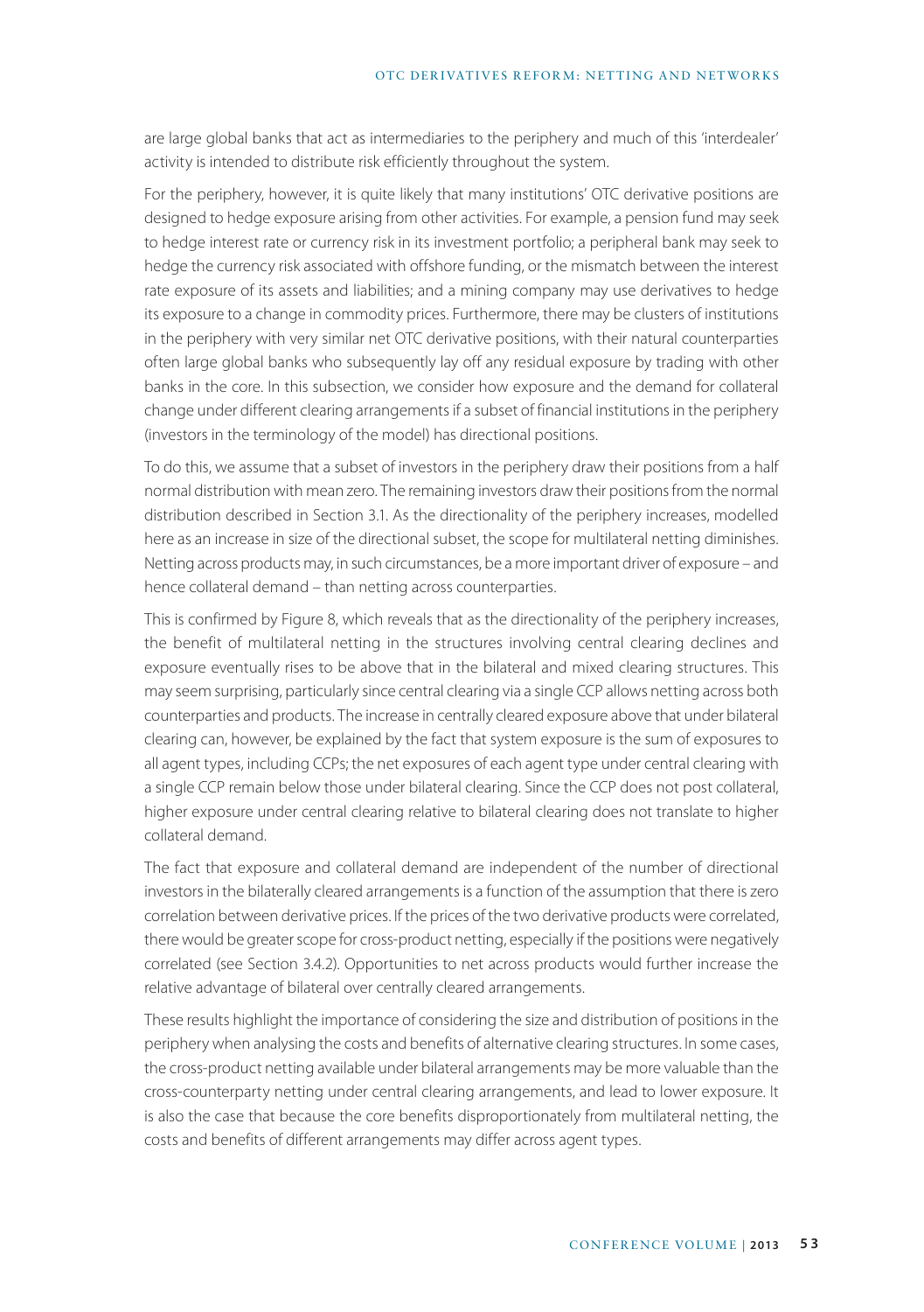are large global banks that act as intermediaries to the periphery and much of this 'interdealer' activity is intended to distribute risk efficiently throughout the system.

For the periphery, however, it is quite likely that many institutions' OTC derivative positions are designed to hedge exposure arising from other activities. For example, a pension fund may seek to hedge interest rate or currency risk in its investment portfolio; a peripheral bank may seek to hedge the currency risk associated with offshore funding, or the mismatch between the interest rate exposure of its assets and liabilities; and a mining company may use derivatives to hedge its exposure to a change in commodity prices. Furthermore, there may be clusters of institutions in the periphery with very similar net OTC derivative positions, with their natural counterparties often large global banks who subsequently lay off any residual exposure by trading with other banks in the core. In this subsection, we consider how exposure and the demand for collateral change under different clearing arrangements if a subset of financial institutions in the periphery (investors in the terminology of the model) has directional positions.

To do this, we assume that a subset of investors in the periphery draw their positions from a half normal distribution with mean zero. The remaining investors draw their positions from the normal distribution described in Section 3.1. As the directionality of the periphery increases, modelled here as an increase in size of the directional subset, the scope for multilateral netting diminishes. Netting across products may, in such circumstances, be a more important driver of exposure – and hence collateral demand – than netting across counterparties.

This is confirmed by Figure 8, which reveals that as the directionality of the periphery increases, the benefit of multilateral netting in the structures involving central clearing declines and exposure eventually rises to be above that in the bilateral and mixed clearing structures. This may seem surprising, particularly since central clearing via a single CCP allows netting across both counterparties and products. The increase in centrally cleared exposure above that under bilateral clearing can, however, be explained by the fact that system exposure is the sum of exposures to all agent types, including CCPs; the net exposures of each agent type under central clearing with a single CCP remain below those under bilateral clearing. Since the CCP does not post collateral, higher exposure under central clearing relative to bilateral clearing does not translate to higher collateral demand.

The fact that exposure and collateral demand are independent of the number of directional investors in the bilaterally cleared arrangements is a function of the assumption that there is zero correlation between derivative prices. If the prices of the two derivative products were correlated, there would be greater scope for cross-product netting, especially if the positions were negatively correlated (see Section 3.4.2). Opportunities to net across products would further increase the relative advantage of bilateral over centrally cleared arrangements.

These results highlight the importance of considering the size and distribution of positions in the periphery when analysing the costs and benefits of alternative clearing structures. In some cases, the cross-product netting available under bilateral arrangements may be more valuable than the cross-counterparty netting under central clearing arrangements, and lead to lower exposure. It is also the case that because the core benefits disproportionately from multilateral netting, the costs and benefits of different arrangements may differ across agent types.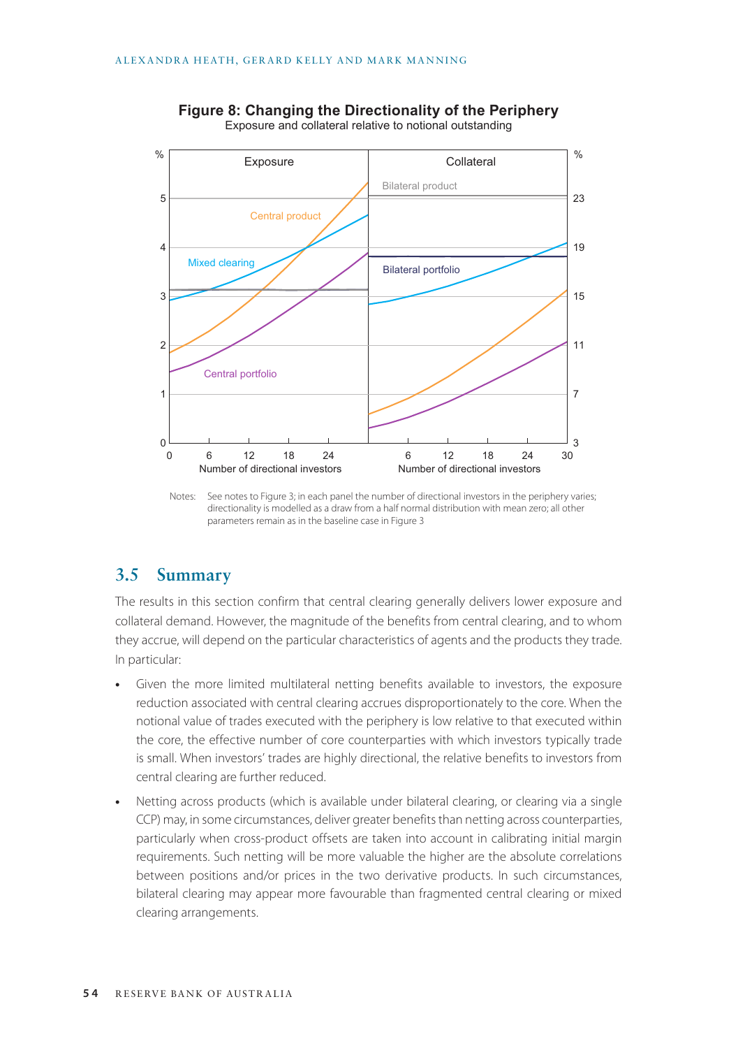**Figure 8: Changing the Directionality of the Periphery**

Exposure and collateral relative to notional outstanding

Notes: See notes to Figure 3; in each panel the number of directional investors in the periphery varies; directionality is modelled as a draw from a half normal distribution with mean zero; all other parameters remain as in the baseline case in Figure 3

## 3.5 Summary

The results in this section confirm that central clearing generally delivers lower exposure and collateral demand. However, the magnitude of the benefits from central clearing, and to whom they accrue, will depend on the particular characteristics of agents and the products they trade. In particular:

- Given the more limited multilateral netting benefits available to investors, the exposure reduction associated with central clearing accrues disproportionately to the core. When the notional value of trades executed with the periphery is low relative to that executed within the core, the effective number of core counterparties with which investors typically trade is small. When investors' trades are highly directional, the relative benefits to investors from central clearing are further reduced.
- Netting across products (which is available under bilateral clearing, or clearing via a single CCP) may, in some circumstances, deliver greater benefits than netting across counterparties, particularly when cross-product offsets are taken into account in calibrating initial margin requirements. Such netting will be more valuable the higher are the absolute correlations between positions and/or prices in the two derivative products. In such circumstances, bilateral clearing may appear more favourable than fragmented central clearing or mixed clearing arrangements.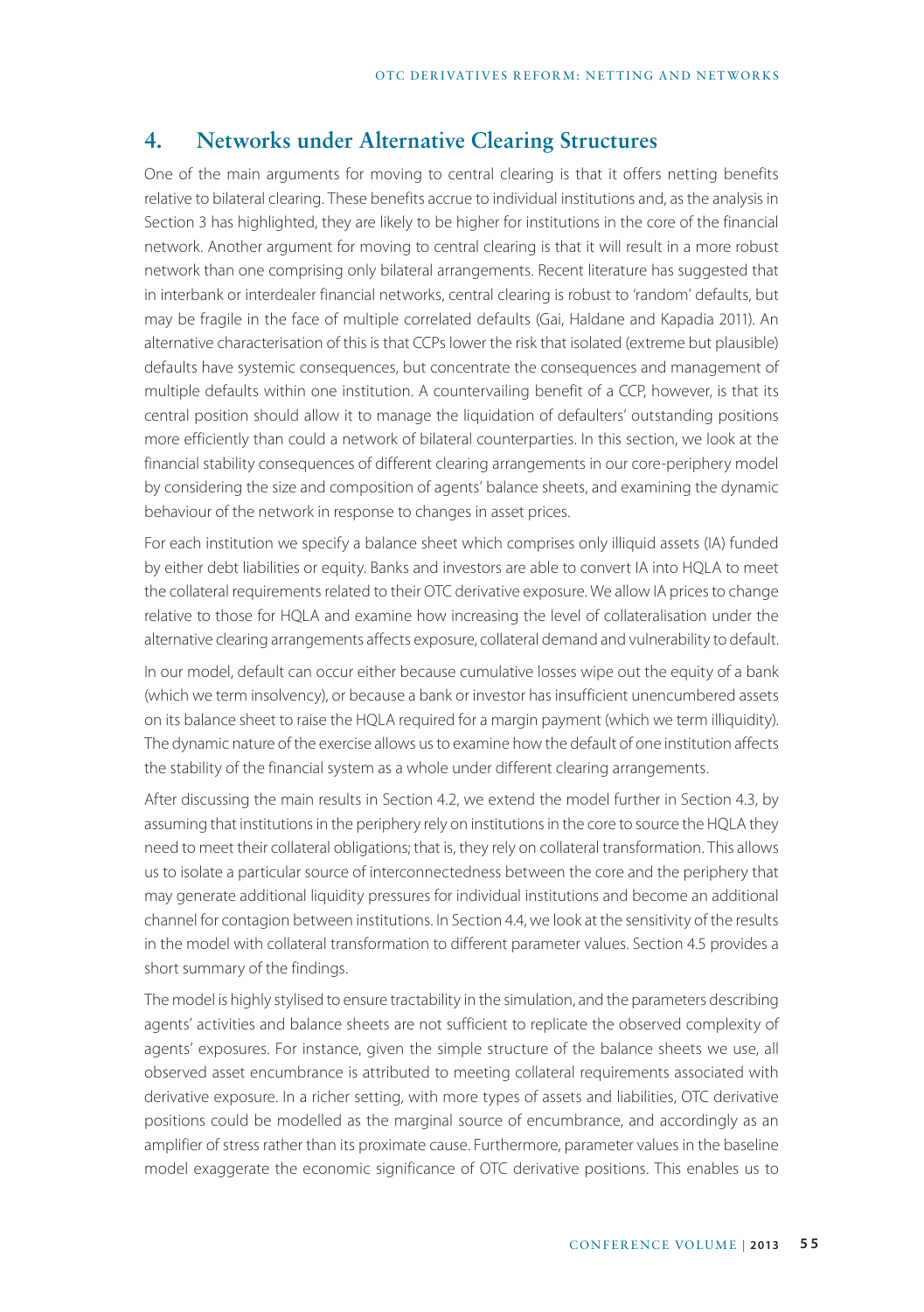## 4. Networks under Alternative Clearing Structures

One of the main arguments for moving to central clearing is that it offers netting benefits relative to bilateral clearing. These benefits accrue to individual institutions and, as the analysis in Section 3 has highlighted, they are likely to be higher for institutions in the core of the financial network. Another argument for moving to central clearing is that it will result in a more robust network than one comprising only bilateral arrangements. Recent literature has suggested that in interbank or interdealer financial networks, central clearing is robust to 'random' defaults, but may be fragile in the face of multiple correlated defaults (Gai, Haldane and Kapadia 2011). An alternative characterisation of this is that CCPs lower the risk that isolated (extreme but plausible) defaults have systemic consequences, but concentrate the consequences and management of multiple defaults within one institution. A countervailing benefit of a CCP, however, is that its central position should allow it to manage the liquidation of defaulters' outstanding positions more efficiently than could a network of bilateral counterparties. In this section, we look at the financial stability consequences of different clearing arrangements in our core-periphery model by considering the size and composition of agents' balance sheets, and examining the dynamic behaviour of the network in response to changes in asset prices.

For each institution we specify a balance sheet which comprises only illiquid assets (IA) funded by either debt liabilities or equity. Banks and investors are able to convert IA into HQLA to meet the collateral requirements related to their OTC derivative exposure. We allow IA prices to change relative to those for HQLA and examine how increasing the level of collateralisation under the alternative clearing arrangements affects exposure, collateral demand and vulnerability to default.

In our model, default can occur either because cumulative losses wipe out the equity of a bank (which we term insolvency), or because a bank or investor has insufficient unencumbered assets on its balance sheet to raise the HQLA required for a margin payment (which we term illiquidity). The dynamic nature of the exercise allows us to examine how the default of one institution affects the stability of the financial system as a whole under different clearing arrangements.

After discussing the main results in Section 4.2, we extend the model further in Section 4.3, by assuming that institutions in the periphery rely on institutions in the core to source the HQLA they need to meet their collateral obligations; that is, they rely on collateral transformation. This allows us to isolate a particular source of interconnectedness between the core and the periphery that may generate additional liquidity pressures for individual institutions and become an additional channel for contagion between institutions. In Section 4.4, we look at the sensitivity of the results in the model with collateral transformation to different parameter values. Section 4.5 provides a short summary of the findings.

The model is highly stylised to ensure tractability in the simulation, and the parameters describing agents' activities and balance sheets are not sufficient to replicate the observed complexity of agents' exposures. For instance, given the simple structure of the balance sheets we use, all observed asset encumbrance is attributed to meeting collateral requirements associated with derivative exposure. In a richer setting, with more types of assets and liabilities, OTC derivative positions could be modelled as the marginal source of encumbrance, and accordingly as an amplifier of stress rather than its proximate cause. Furthermore, parameter values in the baseline model exaggerate the economic significance of OTC derivative positions. This enables us to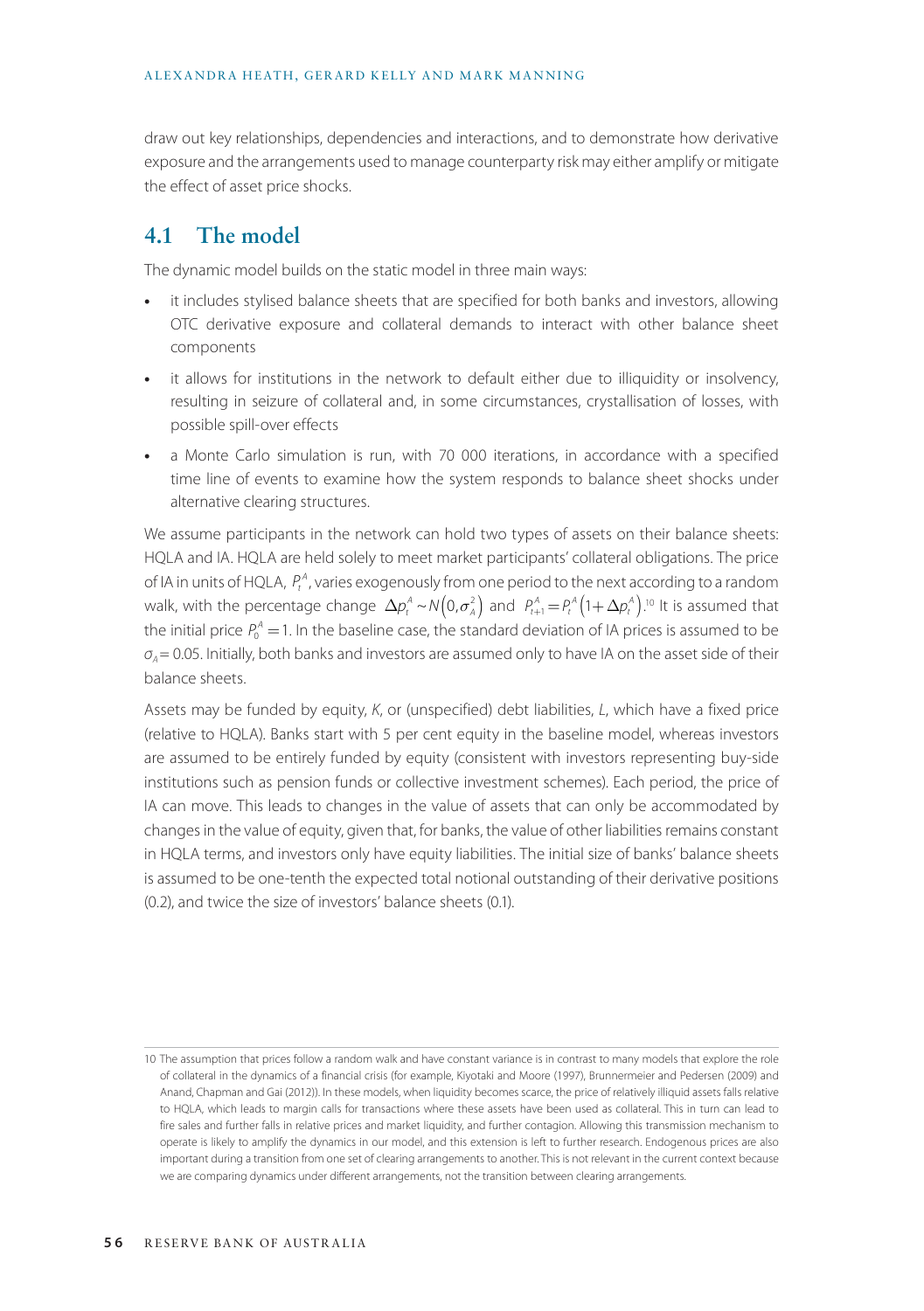draw out key relationships, dependencies and interactions, and to demonstrate how derivative exposure and the arrangements used to manage counterparty risk may either amplify or mitigate the effect of asset price shocks.

## 4.1 The model

The dynamic model builds on the static model in three main ways:

- it includes stylised balance sheets that are specified for both banks and investors, allowing OTC derivative exposure and collateral demands to interact with other balance sheet components
- it allows for institutions in the network to default either due to illiquidity or insolvency, resulting in seizure of collateral and, in some circumstances, crystallisation of losses, with possible spill-over effects
- a Monte Carlo simulation is run, with 70 000 iterations, in accordance with a specified time line of events to examine how the system responds to balance sheet shocks under alternative clearing structures.

We assume participants in the network can hold two types of assets on their balance sheets: HQLA and IA. HQLA are held solely to meet market participants' collateral obligations. The price of IA in units of HQLA, $P_t^A$, varies exogenously from one period to the next according to a random walk, with the percentage change $\Delta p_t^A \sim N\left(0,\sigma_A^2\right)$ and $P_{t+1}^A = P_t^A\left(1+\Delta p_t^A\right)$.[10] It is assumed that the initial price $P_0^A = 1$. In the baseline case, the standard deviation of IA prices is assumed to be $\sigma_A = 0.05$. Initially, both banks and investors are assumed only to have IA on the asset side of their balance sheets.

Assets may be funded by equity, $K$, or (unspecified) debt liabilities, $L$, which have a fixed price (relative to HQLA). Banks start with 5 per cent equity in the baseline model, whereas investors are assumed to be entirely funded by equity (consistent with investors representing buy-side institutions such as pension funds or collective investment schemes). Each period, the price of IA can move. This leads to changes in the value of assets that can only be accommodated by changes in the value of equity, given that, for banks, the value of other liabilities remains constant in HQLA terms, and investors only have equity liabilities. The initial size of banks' balance sheets is assumed to be one-tenth the expected total notional outstanding of their derivative positions (0.2), and twice the size of investors' balance sheets (0.1).

10 The assumption that prices follow a random walk and have constant variance is in contrast to many models that explore the role of collateral in the dynamics of a financial crisis (for example, Kiyotaki and Moore (1997), Brunnermeier and Pedersen (2009) and Anand, Chapman and Gai (2012)). In these models, when liquidity becomes scarce, the price of relatively illiquid assets falls relative to HQLA, which leads to margin calls for transactions where these assets have been used as collateral. This in turn can lead to fire sales and further falls in relative prices and market liquidity, and further contagion. Allowing this transmission mechanism to operate is likely to amplify the dynamics in our model, and this extension is left to further research. Endogenous prices are also important during a transition from one set of clearing arrangements to another. This is not relevant in the current context because we are comparing dynamics under different arrangements, not the transition between clearing arrangements.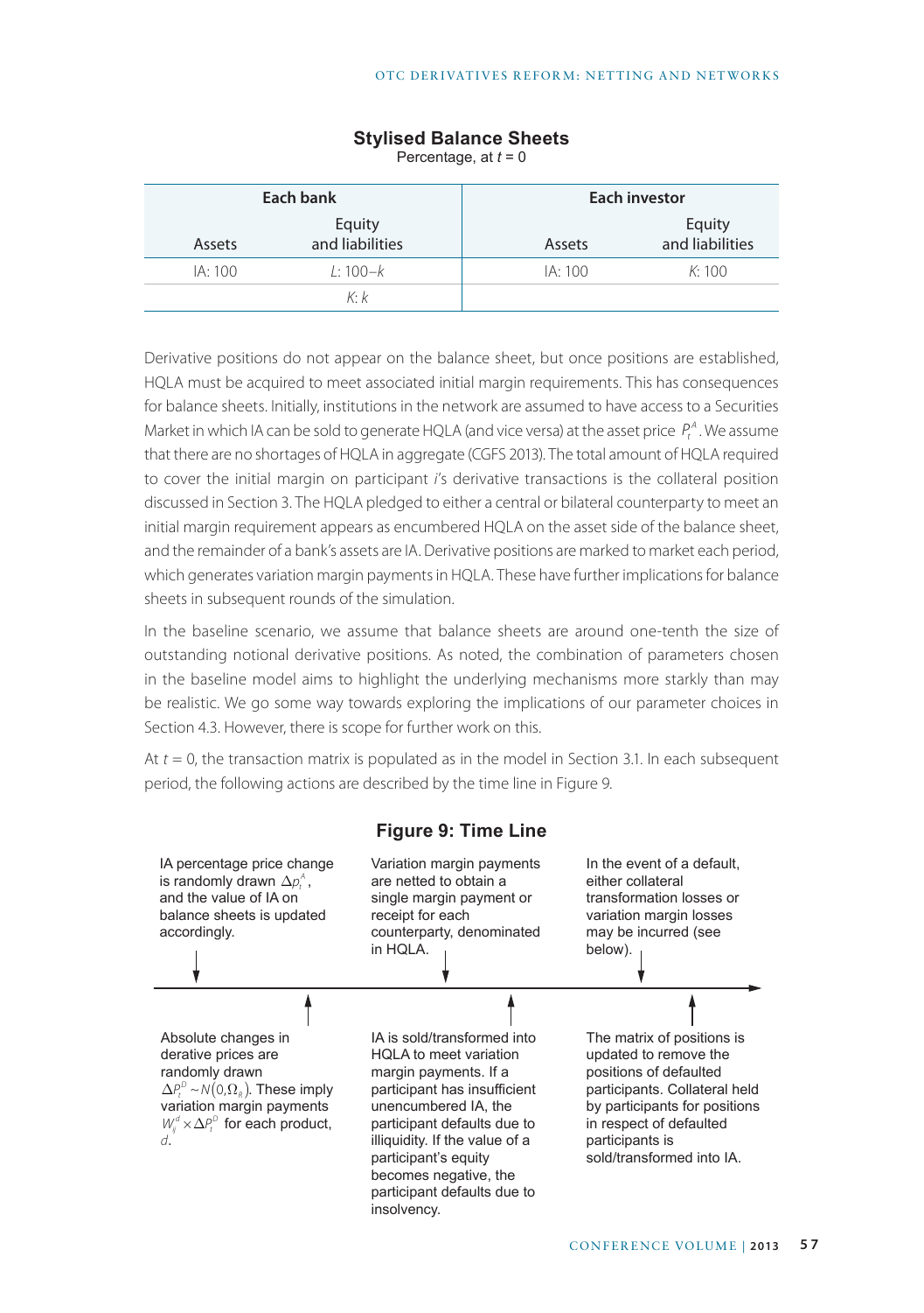**Stylised Balance Sheets**

Percentage, at $t = 0$

| Each bank | | Each investor | |
|---|---|---|---|
| Assets | Equity and liabilities | Assets | Equity and liabilities |
| IA: 100 | $L$: 100–$k$ | IA: 100 | $K$: 100 |
| | $K$: $k$ | | |

Derivative positions do not appear on the balance sheet, but once positions are established, HQLA must be acquired to meet associated initial margin requirements. This has consequences for balance sheets. Initially, institutions in the network are assumed to have access to a Securities Market in which IA can be sold to generate HQLA (and vice versa) at the asset price $P_t^A$. We assume that there are no shortages of HQLA in aggregate (CGFS 2013). The total amount of HQLA required to cover the initial margin on participant $i$'s derivative transactions is the collateral position discussed in Section 3. The HQLA pledged to either a central or bilateral counterparty to meet an initial margin requirement appears as encumbered HQLA on the asset side of the balance sheet, and the remainder of a bank's assets are IA. Derivative positions are marked to market each period, which generates variation margin payments in HQLA. These have further implications for balance sheets in subsequent rounds of the simulation.

In the baseline scenario, we assume that balance sheets are around one-tenth the size of outstanding notional derivative positions. As noted, the combination of parameters chosen in the baseline model aims to highlight the underlying mechanisms more starkly than may be realistic. We go some way towards exploring the implications of our parameter choices in Section 4.3. However, there is scope for further work on this.

At $t = 0$, the transaction matrix is populated as in the model in Section 3.1. In each subsequent period, the following actions are described by the time line in Figure 9.

**Figure 9: Time Line**

IA percentage price change is randomly drawn $\Delta p_t^A$, and the value of IA on balance sheets is updated accordingly.

Absolute changes in derative prices are randomly drawn $\Delta P_t^D \sim N(0, \Omega_R)$. These imply variation margin payments $W_{ij}^d \times \Delta P_t^D$ for each product, $d$.

Variation margin payments are netted to obtain a single margin payment or receipt for each counterparty, denominated in HQLA.

IA is sold/transformed into HQLA to meet variation margin payments. If a participant has insufficient unencumbered IA, the participant defaults due to illiquidity. If the value of a participant's equity becomes negative, the participant defaults due to insolvency.

In the event of a default, either collateral transformation losses or variation margin losses may be incurred (see below).

The matrix of positions is updated to remove the positions of defaulted participants. Collateral held by participants for positions in respect of defaulted participants is sold/transformed into IA.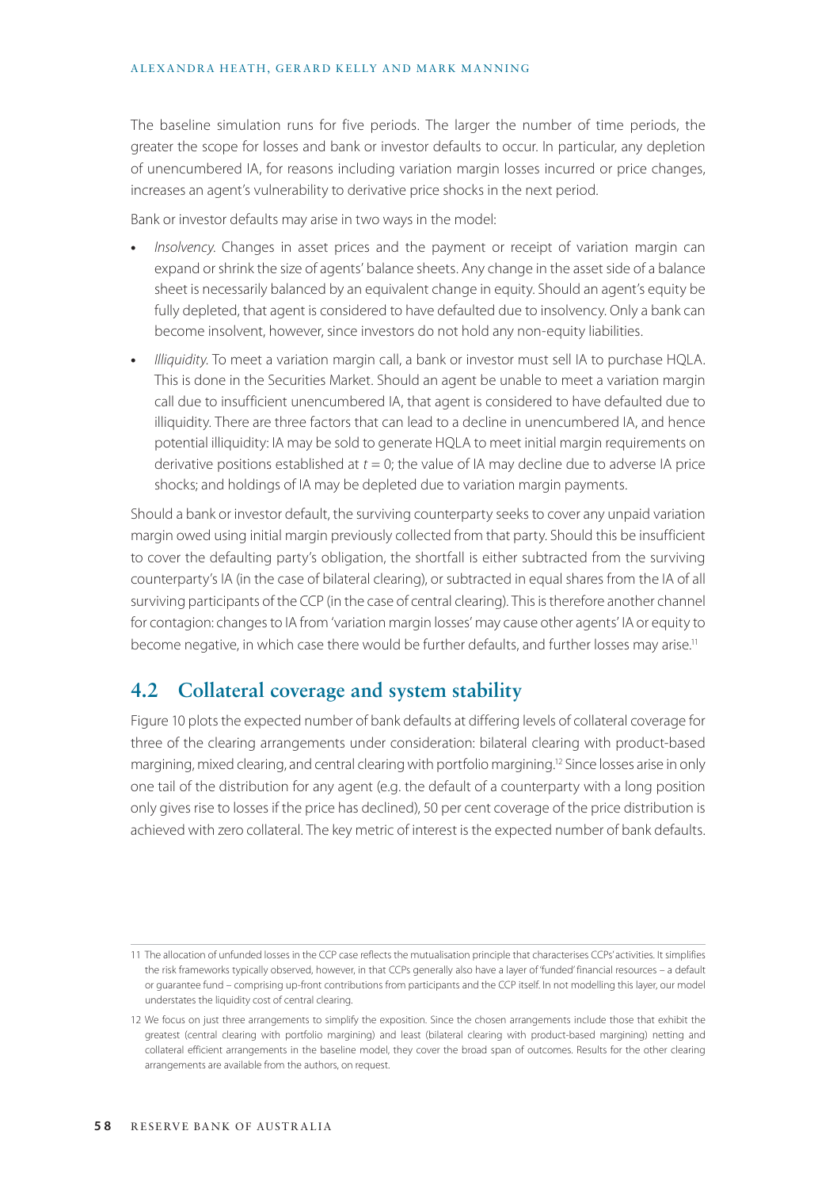The baseline simulation runs for five periods. The larger the number of time periods, the greater the scope for losses and bank or investor defaults to occur. In particular, any depletion of unencumbered IA, for reasons including variation margin losses incurred or price changes, increases an agent's vulnerability to derivative price shocks in the next period.

Bank or investor defaults may arise in two ways in the model:

- *Insolvency*. Changes in asset prices and the payment or receipt of variation margin can expand or shrink the size of agents' balance sheets. Any change in the asset side of a balance sheet is necessarily balanced by an equivalent change in equity. Should an agent's equity be fully depleted, that agent is considered to have defaulted due to insolvency. Only a bank can become insolvent, however, since investors do not hold any non-equity liabilities.
- *Illiquidity*. To meet a variation margin call, a bank or investor must sell IA to purchase HQLA. This is done in the Securities Market. Should an agent be unable to meet a variation margin call due to insufficient unencumbered IA, that agent is considered to have defaulted due to illiquidity. There are three factors that can lead to a decline in unencumbered IA, and hence potential illiquidity: IA may be sold to generate HQLA to meet initial margin requirements on derivative positions established at $t = 0$; the value of IA may decline due to adverse IA price shocks; and holdings of IA may be depleted due to variation margin payments.

Should a bank or investor default, the surviving counterparty seeks to cover any unpaid variation margin owed using initial margin previously collected from that party. Should this be insufficient to cover the defaulting party's obligation, the shortfall is either subtracted from the surviving counterparty's IA (in the case of bilateral clearing), or subtracted in equal shares from the IA of all surviving participants of the CCP (in the case of central clearing). This is therefore another channel for contagion: changes to IA from 'variation margin losses' may cause other agents' IA or equity to become negative, in which case there would be further defaults, and further losses may arise.[11]

## 4.2 Collateral coverage and system stability

Figure 10 plots the expected number of bank defaults at differing levels of collateral coverage for three of the clearing arrangements under consideration: bilateral clearing with product-based margining, mixed clearing, and central clearing with portfolio margining.[12] Since losses arise in only one tail of the distribution for any agent (e.g. the default of a counterparty with a long position only gives rise to losses if the price has declined), 50 per cent coverage of the price distribution is achieved with zero collateral. The key metric of interest is the expected number of bank defaults.

---

11 The allocation of unfunded losses in the CCP case reflects the mutualisation principle that characterises CCPs' activities. It simplifies the risk frameworks typically observed, however, in that CCPs generally also have a layer of 'funded' financial resources – a default or guarantee fund – comprising up-front contributions from participants and the CCP itself. In not modelling this layer, our model understates the liquidity cost of central clearing.

12 We focus on just three arrangements to simplify the exposition. Since the chosen arrangements include those that exhibit the greatest (central clearing with portfolio margining) and least (bilateral clearing with product-based margining) netting and collateral efficient arrangements in the baseline model, they cover the broad span of outcomes. Results for the other clearing arrangements are available from the authors, on request.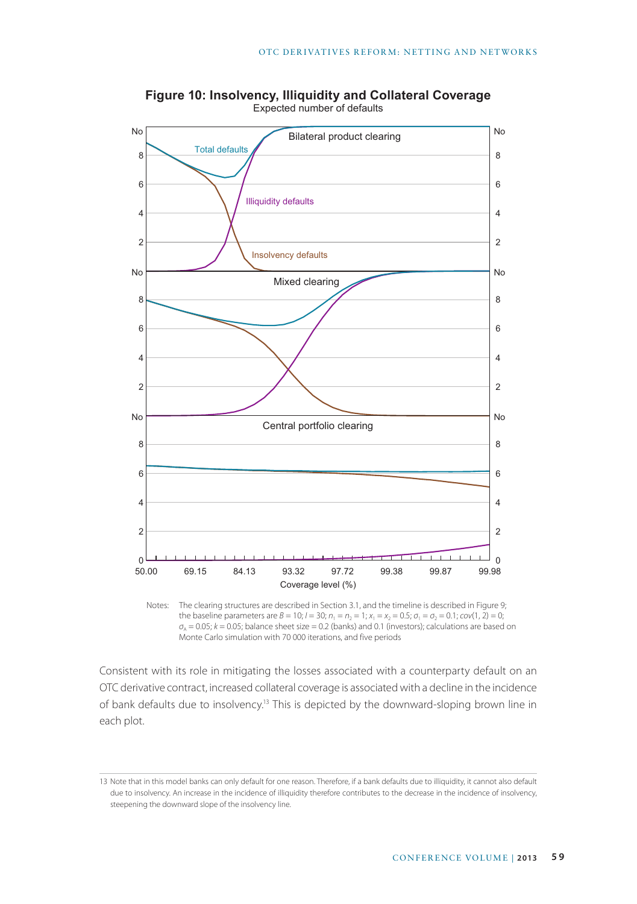## Figure 10: Insolvency, Illiquidity and Collateral Coverage

Expected number of defaults

Notes: The clearing structures are described in Section 3.1, and the timeline is described in Figure 9; the baseline parameters are $B = 10$; $I = 30$; $n_1 = n_2 = 1$; $x_1 = x_2 = 0.5$; $\sigma_1 = \sigma_2 = 0.1$; $cov(1, 2) = 0$; $\sigma_A = 0.05$; $k = 0.05$; balance sheet size = 0.2 (banks) and 0.1 (investors); calculations are based on Monte Carlo simulation with 70 000 iterations, and five periods

Consistent with its role in mitigating the losses associated with a counterparty default on an OTC derivative contract, increased collateral coverage is associated with a decline in the incidence of bank defaults due to insolvency.[13] This is depicted by the downward-sloping brown line in each plot.

13 Note that in this model banks can only default for one reason. Therefore, if a bank defaults due to illiquidity, it cannot also default due to insolvency. An increase in the incidence of illiquidity therefore contributes to the decrease in the incidence of insolvency, steepening the downward slope of the insolvency line.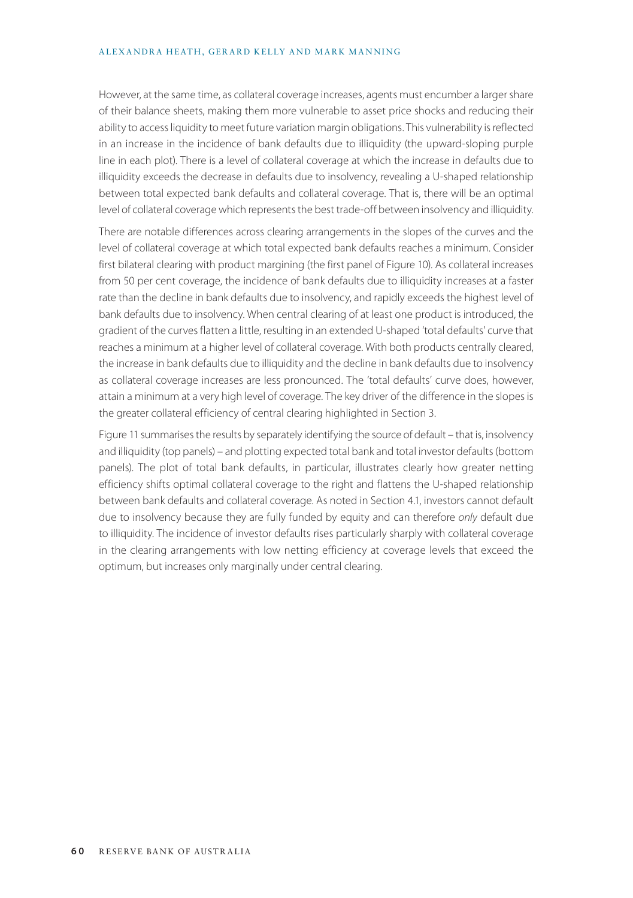However, at the same time, as collateral coverage increases, agents must encumber a larger share of their balance sheets, making them more vulnerable to asset price shocks and reducing their ability to access liquidity to meet future variation margin obligations. This vulnerability is reflected in an increase in the incidence of bank defaults due to illiquidity (the upward-sloping purple line in each plot). There is a level of collateral coverage at which the increase in defaults due to illiquidity exceeds the decrease in defaults due to insolvency, revealing a U-shaped relationship between total expected bank defaults and collateral coverage. That is, there will be an optimal level of collateral coverage which represents the best trade-off between insolvency and illiquidity.

There are notable differences across clearing arrangements in the slopes of the curves and the level of collateral coverage at which total expected bank defaults reaches a minimum. Consider first bilateral clearing with product margining (the first panel of Figure 10). As collateral increases from 50 per cent coverage, the incidence of bank defaults due to illiquidity increases at a faster rate than the decline in bank defaults due to insolvency, and rapidly exceeds the highest level of bank defaults due to insolvency. When central clearing of at least one product is introduced, the gradient of the curves flatten a little, resulting in an extended U-shaped 'total defaults' curve that reaches a minimum at a higher level of collateral coverage. With both products centrally cleared, the increase in bank defaults due to illiquidity and the decline in bank defaults due to insolvency as collateral coverage increases are less pronounced. The 'total defaults' curve does, however, attain a minimum at a very high level of coverage. The key driver of the difference in the slopes is the greater collateral efficiency of central clearing highlighted in Section 3.

Figure 11 summarises the results by separately identifying the source of default – that is, insolvency and illiquidity (top panels) – and plotting expected total bank and total investor defaults (bottom panels). The plot of total bank defaults, in particular, illustrates clearly how greater netting efficiency shifts optimal collateral coverage to the right and flattens the U-shaped relationship between bank defaults and collateral coverage. As noted in Section 4.1, investors cannot default due to insolvency because they are fully funded by equity and can therefore *only* default due to illiquidity. The incidence of investor defaults rises particularly sharply with collateral coverage in the clearing arrangements with low netting efficiency at coverage levels that exceed the optimum, but increases only marginally under central clearing.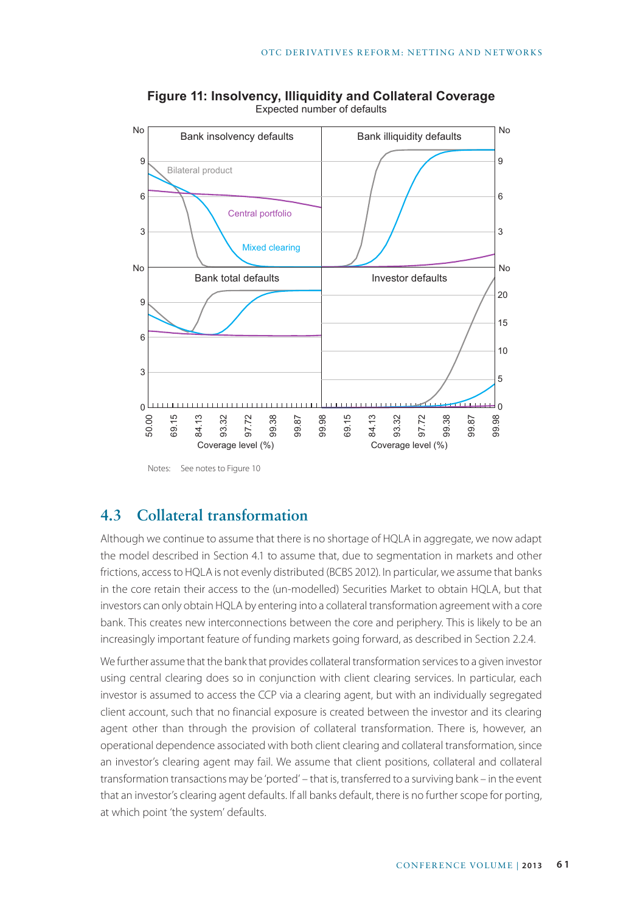**Figure 11: Insolvency, Illiquidity and Collateral Coverage**

Expected number of defaults

Notes: See notes to Figure 10

## 4.3 Collateral transformation

Although we continue to assume that there is no shortage of HQLA in aggregate, we now adapt the model described in Section 4.1 to assume that, due to segmentation in markets and other frictions, access to HQLA is not evenly distributed (BCBS 2012). In particular, we assume that banks in the core retain their access to the (un-modelled) Securities Market to obtain HQLA, but that investors can only obtain HQLA by entering into a collateral transformation agreement with a core bank. This creates new interconnections between the core and periphery. This is likely to be an increasingly important feature of funding markets going forward, as described in Section 2.2.4.

We further assume that the bank that provides collateral transformation services to a given investor using central clearing does so in conjunction with client clearing services. In particular, each investor is assumed to access the CCP via a clearing agent, but with an individually segregated client account, such that no financial exposure is created between the investor and its clearing agent other than through the provision of collateral transformation. There is, however, an operational dependence associated with both client clearing and collateral transformation, since an investor's clearing agent may fail. We assume that client positions, collateral and collateral transformation transactions may be 'ported' – that is, transferred to a surviving bank – in the event that an investor's clearing agent defaults. If all banks default, there is no further scope for porting, at which point 'the system' defaults.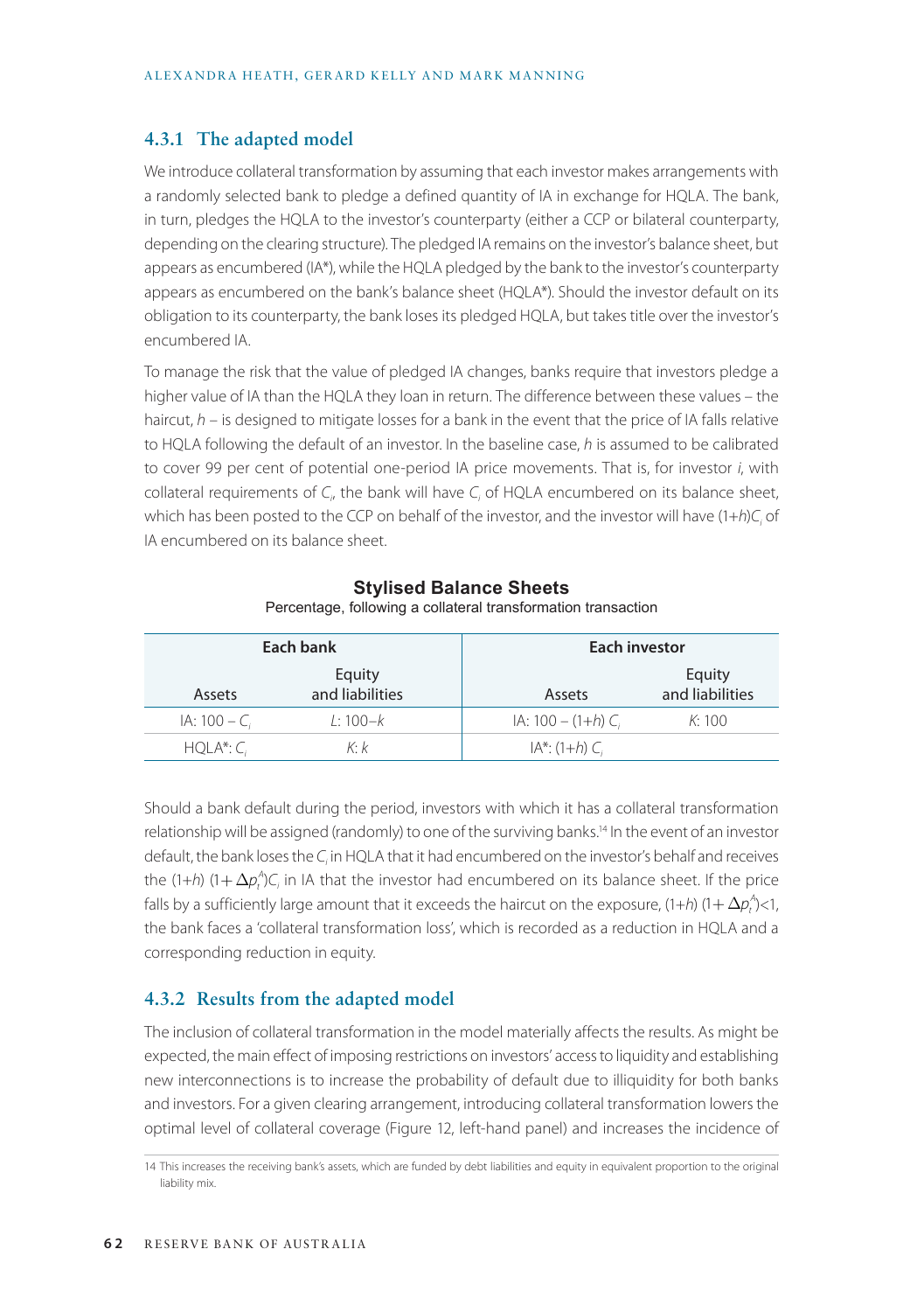### 4.3.1 The adapted model

We introduce collateral transformation by assuming that each investor makes arrangements with a randomly selected bank to pledge a defined quantity of IA in exchange for HQLA. The bank, in turn, pledges the HQLA to the investor's counterparty (either a CCP or bilateral counterparty, depending on the clearing structure). The pledged IA remains on the investor's balance sheet, but appears as encumbered (IA*), while the HQLA pledged by the bank to the investor's counterparty appears as encumbered on the bank's balance sheet (HQLA*). Should the investor default on its obligation to its counterparty, the bank loses its pledged HQLA, but takes title over the investor's encumbered IA.

To manage the risk that the value of pledged IA changes, banks require that investors pledge a higher value of IA than the HQLA they loan in return. The difference between these values – the haircut, $h$ – is designed to mitigate losses for a bank in the event that the price of IA falls relative to HQLA following the default of an investor. In the baseline case, $h$ is assumed to be calibrated to cover 99 per cent of potential one-period IA price movements. That is, for investor $i$, with collateral requirements of $C_i$, the bank will have $C_i$ of HQLA encumbered on its balance sheet, which has been posted to the CCP on behalf of the investor, and the investor will have $(1+h)C_i$ of IA encumbered on its balance sheet.

**Stylised Balance Sheets**

Percentage, following a collateral transformation transaction

| Each bank | | Each investor | |
|---|---|---|---|
| Assets | Equity and liabilities | Assets | Equity and liabilities |
| IA: $100 - C_i$ | $L$: $100-k$ | IA: $100 - (1+h)\,C_i$ | $K$: 100 |
| HQLA*: $C_i$ | $K$: $k$ | IA*: $(1+h)\,C_i$ | |

Should a bank default during the period, investors with which it has a collateral transformation relationship will be assigned (randomly) to one of the surviving banks.[14] In the event of an investor default, the bank loses the $C_i$ in HQLA that it had encumbered on the investor's behalf and receives the $(1+h)\,(1+\Delta p_t^A)C_i$ in IA that the investor had encumbered on its balance sheet. If the price falls by a sufficiently large amount that it exceeds the haircut on the exposure, $(1+h)\,(1+\Delta p_t^A)<1$, the bank faces a 'collateral transformation loss', which is recorded as a reduction in HQLA and a corresponding reduction in equity.

### 4.3.2 Results from the adapted model

The inclusion of collateral transformation in the model materially affects the results. As might be expected, the main effect of imposing restrictions on investors' access to liquidity and establishing new interconnections is to increase the probability of default due to illiquidity for both banks and investors. For a given clearing arrangement, introducing collateral transformation lowers the optimal level of collateral coverage (Figure 12, left-hand panel) and increases the incidence of

14 This increases the receiving bank's assets, which are funded by debt liabilities and equity in equivalent proportion to the original liability mix.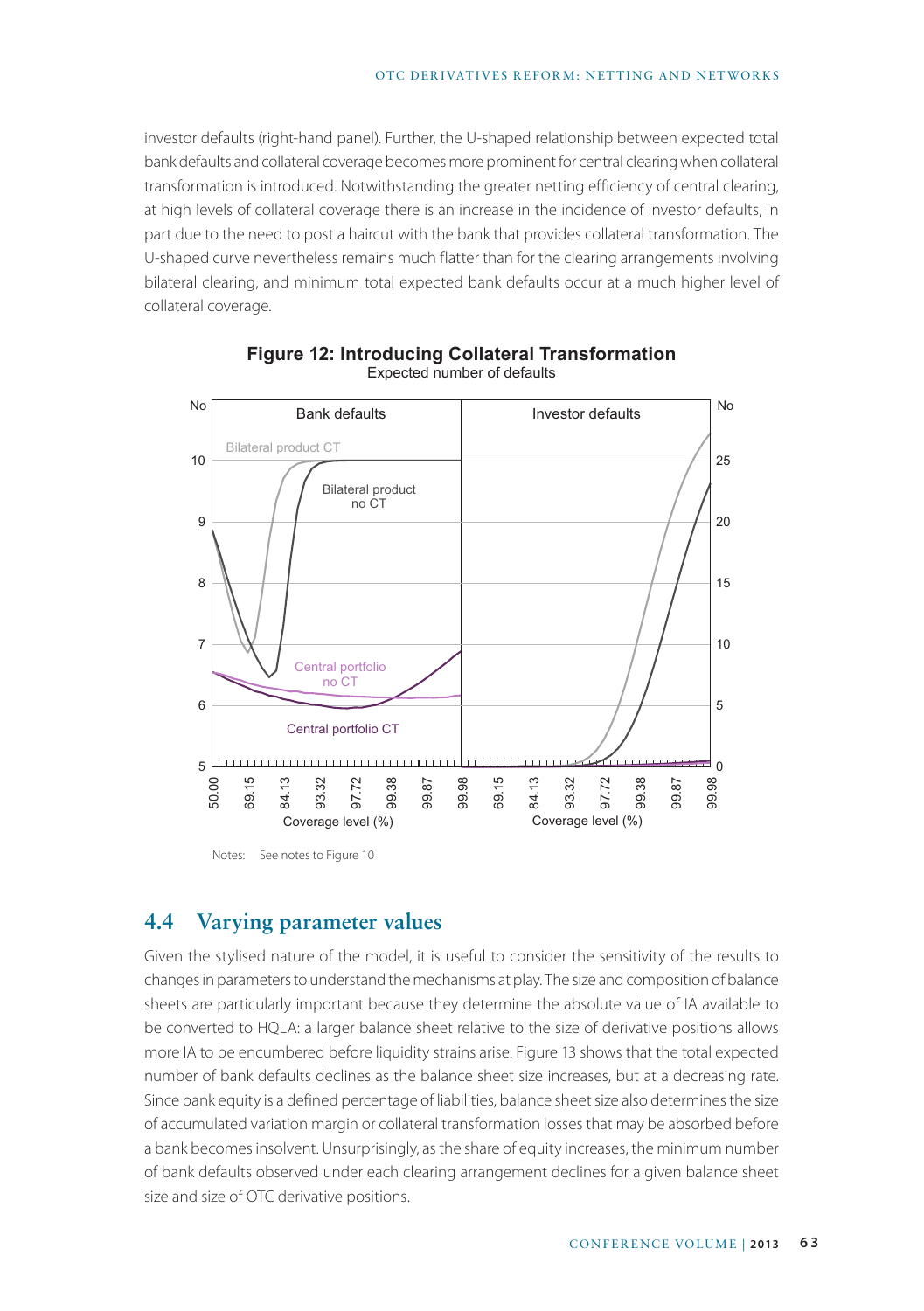investor defaults (right-hand panel). Further, the U-shaped relationship between expected total bank defaults and collateral coverage becomes more prominent for central clearing when collateral transformation is introduced. Notwithstanding the greater netting efficiency of central clearing, at high levels of collateral coverage there is an increase in the incidence of investor defaults, in part due to the need to post a haircut with the bank that provides collateral transformation. The U-shaped curve nevertheless remains much flatter than for the clearing arrangements involving bilateral clearing, and minimum total expected bank defaults occur at a much higher level of collateral coverage.

**Figure 12: Introducing Collateral Transformation**

Expected number of defaults

Notes: See notes to Figure 10

## 4.4 Varying parameter values

Given the stylised nature of the model, it is useful to consider the sensitivity of the results to changes in parameters to understand the mechanisms at play. The size and composition of balance sheets are particularly important because they determine the absolute value of IA available to be converted to HQLA: a larger balance sheet relative to the size of derivative positions allows more IA to be encumbered before liquidity strains arise. Figure 13 shows that the total expected number of bank defaults declines as the balance sheet size increases, but at a decreasing rate. Since bank equity is a defined percentage of liabilities, balance sheet size also determines the size of accumulated variation margin or collateral transformation losses that may be absorbed before a bank becomes insolvent. Unsurprisingly, as the share of equity increases, the minimum number of bank defaults observed under each clearing arrangement declines for a given balance sheet size and size of OTC derivative positions.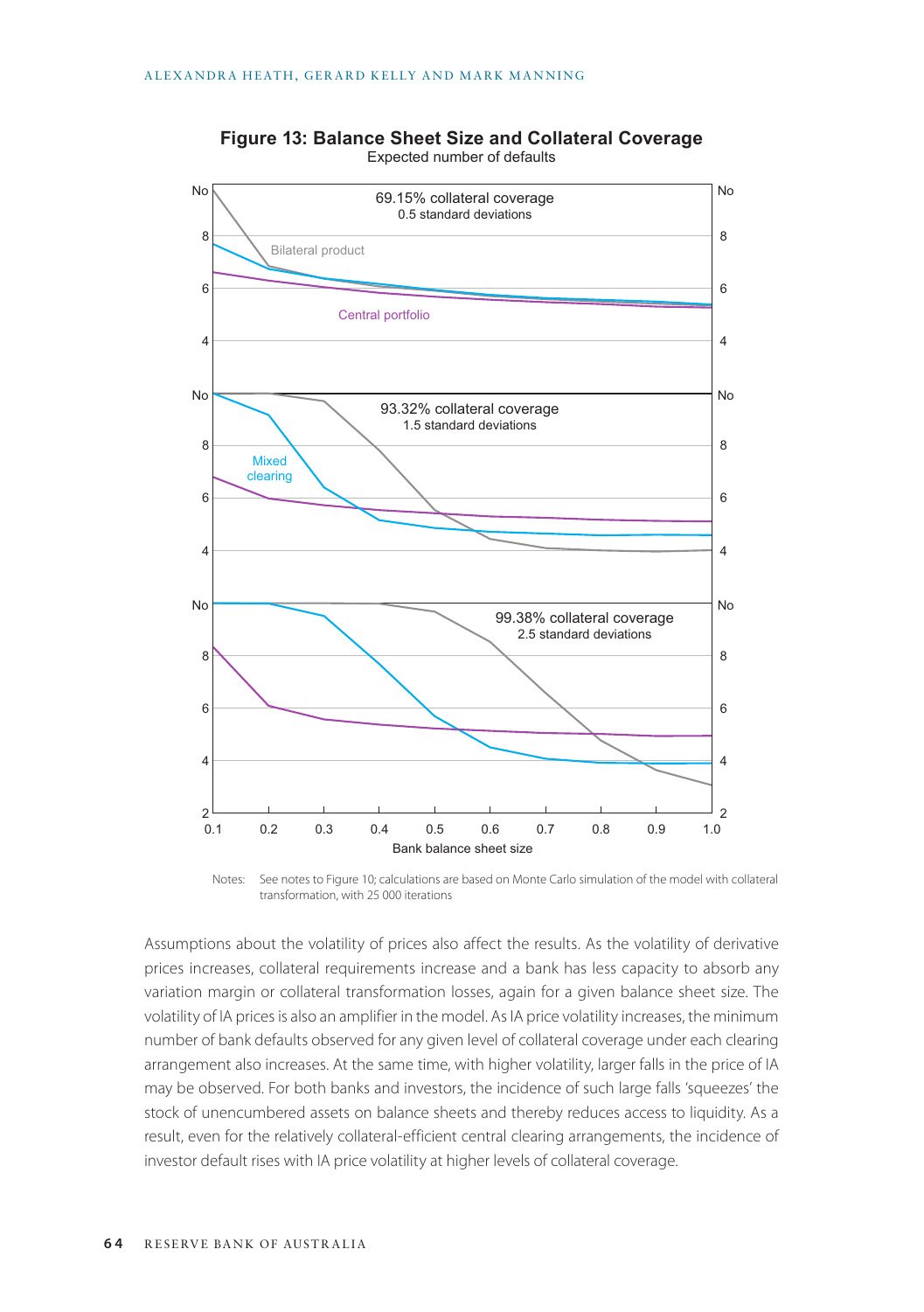**Figure 13: Balance Sheet Size and Collateral Coverage**

Expected number of defaults

Notes: See notes to Figure 10; calculations are based on Monte Carlo simulation of the model with collateral transformation, with 25 000 iterations

Assumptions about the volatility of prices also affect the results. As the volatility of derivative prices increases, collateral requirements increase and a bank has less capacity to absorb any variation margin or collateral transformation losses, again for a given balance sheet size. The volatility of IA prices is also an amplifier in the model. As IA price volatility increases, the minimum number of bank defaults observed for any given level of collateral coverage under each clearing arrangement also increases. At the same time, with higher volatility, larger falls in the price of IA may be observed. For both banks and investors, the incidence of such large falls 'squeezes' the stock of unencumbered assets on balance sheets and thereby reduces access to liquidity. As a result, even for the relatively collateral-efficient central clearing arrangements, the incidence of investor default rises with IA price volatility at higher levels of collateral coverage.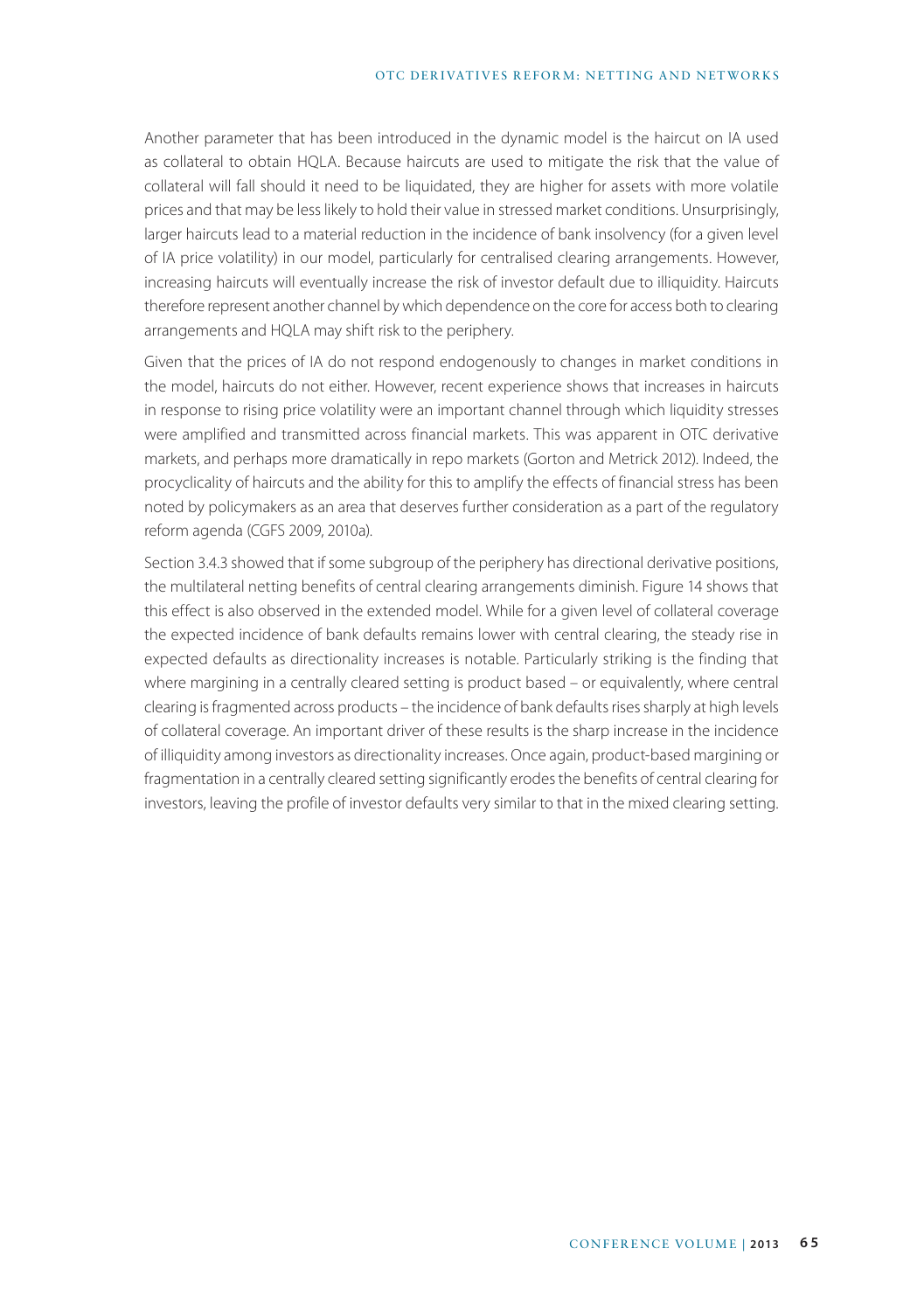Another parameter that has been introduced in the dynamic model is the haircut on IA used as collateral to obtain HQLA. Because haircuts are used to mitigate the risk that the value of collateral will fall should it need to be liquidated, they are higher for assets with more volatile prices and that may be less likely to hold their value in stressed market conditions. Unsurprisingly, larger haircuts lead to a material reduction in the incidence of bank insolvency (for a given level of IA price volatility) in our model, particularly for centralised clearing arrangements. However, increasing haircuts will eventually increase the risk of investor default due to illiquidity. Haircuts therefore represent another channel by which dependence on the core for access both to clearing arrangements and HQLA may shift risk to the periphery.

Given that the prices of IA do not respond endogenously to changes in market conditions in the model, haircuts do not either. However, recent experience shows that increases in haircuts in response to rising price volatility were an important channel through which liquidity stresses were amplified and transmitted across financial markets. This was apparent in OTC derivative markets, and perhaps more dramatically in repo markets (Gorton and Metrick 2012). Indeed, the procyclicality of haircuts and the ability for this to amplify the effects of financial stress has been noted by policymakers as an area that deserves further consideration as a part of the regulatory reform agenda (CGFS 2009, 2010a).

Section 3.4.3 showed that if some subgroup of the periphery has directional derivative positions, the multilateral netting benefits of central clearing arrangements diminish. Figure 14 shows that this effect is also observed in the extended model. While for a given level of collateral coverage the expected incidence of bank defaults remains lower with central clearing, the steady rise in expected defaults as directionality increases is notable. Particularly striking is the finding that where margining in a centrally cleared setting is product based – or equivalently, where central clearing is fragmented across products – the incidence of bank defaults rises sharply at high levels of collateral coverage. An important driver of these results is the sharp increase in the incidence of illiquidity among investors as directionality increases. Once again, product-based margining or fragmentation in a centrally cleared setting significantly erodes the benefits of central clearing for investors, leaving the profile of investor defaults very similar to that in the mixed clearing setting.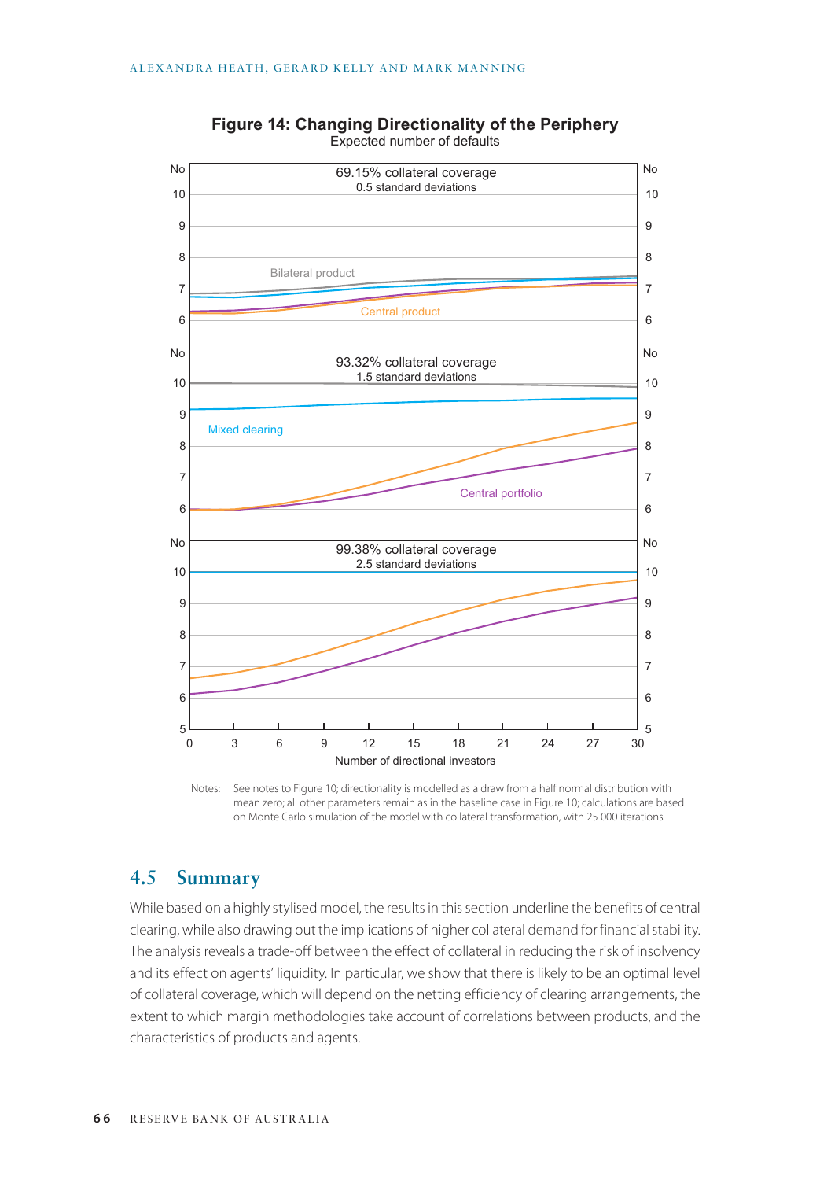**Figure 14: Changing Directionality of the Periphery**

Expected number of defaults

Notes: See notes to Figure 10; directionality is modelled as a draw from a half normal distribution with mean zero; all other parameters remain as in the baseline case in Figure 10; calculations are based on Monte Carlo simulation of the model with collateral transformation, with 25 000 iterations

## 4.5 Summary

While based on a highly stylised model, the results in this section underline the benefits of central clearing, while also drawing out the implications of higher collateral demand for financial stability. The analysis reveals a trade-off between the effect of collateral in reducing the risk of insolvency and its effect on agents' liquidity. In particular, we show that there is likely to be an optimal level of collateral coverage, which will depend on the netting efficiency of clearing arrangements, the extent to which margin methodologies take account of correlations between products, and the characteristics of products and agents.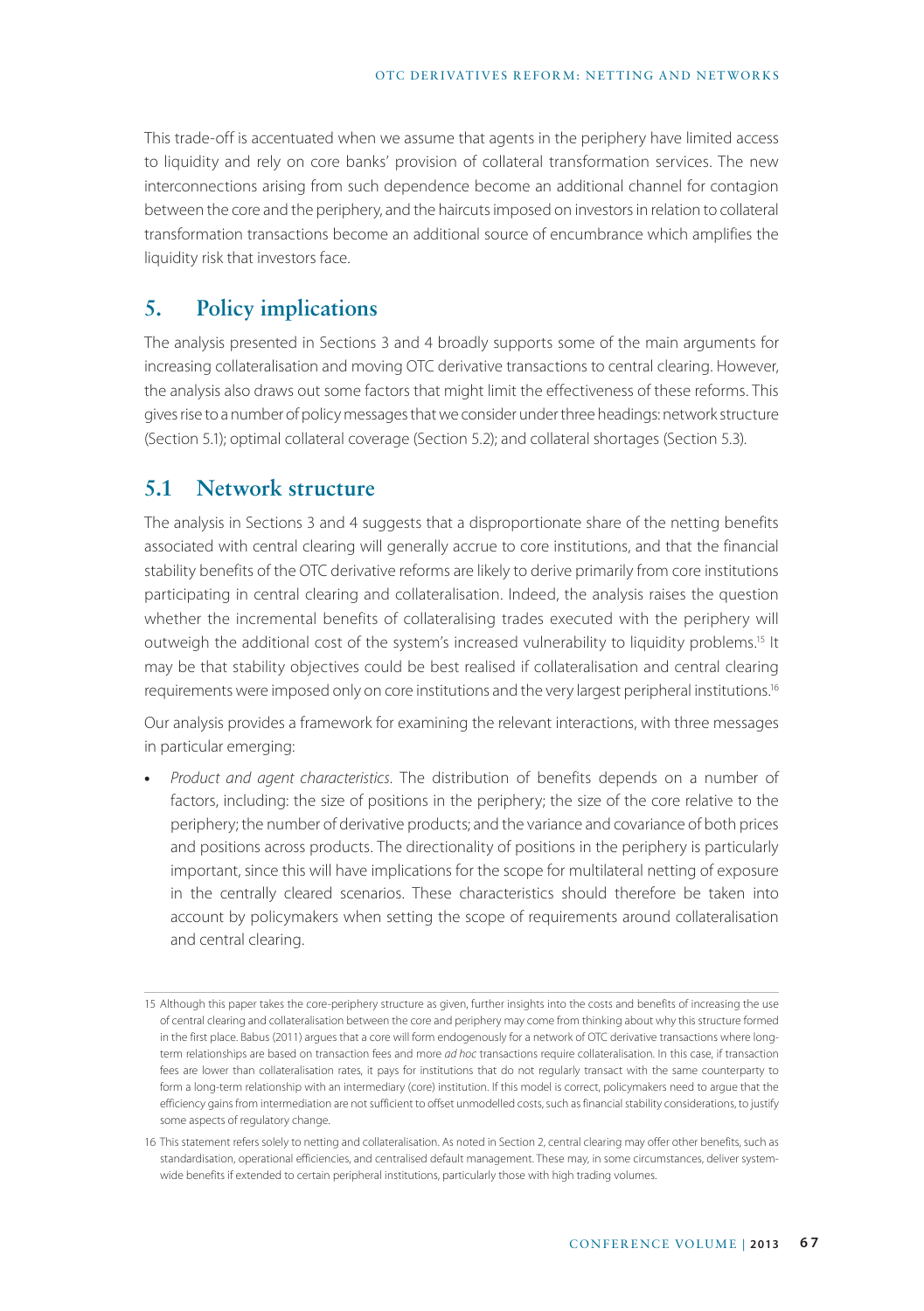This trade-off is accentuated when we assume that agents in the periphery have limited access to liquidity and rely on core banks' provision of collateral transformation services. The new interconnections arising from such dependence become an additional channel for contagion between the core and the periphery, and the haircuts imposed on investors in relation to collateral transformation transactions become an additional source of encumbrance which amplifies the liquidity risk that investors face.

## 5. Policy implications

The analysis presented in Sections 3 and 4 broadly supports some of the main arguments for increasing collateralisation and moving OTC derivative transactions to central clearing. However, the analysis also draws out some factors that might limit the effectiveness of these reforms. This gives rise to a number of policy messages that we consider under three headings: network structure (Section 5.1); optimal collateral coverage (Section 5.2); and collateral shortages (Section 5.3).

## 5.1 Network structure

The analysis in Sections 3 and 4 suggests that a disproportionate share of the netting benefits associated with central clearing will generally accrue to core institutions, and that the financial stability benefits of the OTC derivative reforms are likely to derive primarily from core institutions participating in central clearing and collateralisation. Indeed, the analysis raises the question whether the incremental benefits of collateralising trades executed with the periphery will outweigh the additional cost of the system's increased vulnerability to liquidity problems.[15] It may be that stability objectives could be best realised if collateralisation and central clearing requirements were imposed only on core institutions and the very largest peripheral institutions.[16]

Our analysis provides a framework for examining the relevant interactions, with three messages in particular emerging:

- *Product and agent characteristics*. The distribution of benefits depends on a number of factors, including: the size of positions in the periphery; the size of the core relative to the periphery; the number of derivative products; and the variance and covariance of both prices and positions across products. The directionality of positions in the periphery is particularly important, since this will have implications for the scope for multilateral netting of exposure in the centrally cleared scenarios. These characteristics should therefore be taken into account by policymakers when setting the scope of requirements around collateralisation and central clearing.

---

15 Although this paper takes the core-periphery structure as given, further insights into the costs and benefits of increasing the use of central clearing and collateralisation between the core and periphery may come from thinking about why this structure formed in the first place. Babus (2011) argues that a core will form endogenously for a network of OTC derivative transactions where long-term relationships are based on transaction fees and more *ad hoc* transactions require collateralisation. In this case, if transaction fees are lower than collateralisation rates, it pays for institutions that do not regularly transact with the same counterparty to form a long-term relationship with an intermediary (core) institution. If this model is correct, policymakers need to argue that the efficiency gains from intermediation are not sufficient to offset unmodelled costs, such as financial stability considerations, to justify some aspects of regulatory change.

16 This statement refers solely to netting and collateralisation. As noted in Section 2, central clearing may offer other benefits, such as standardisation, operational efficiencies, and centralised default management. These may, in some circumstances, deliver system-wide benefits if extended to certain peripheral institutions, particularly those with high trading volumes.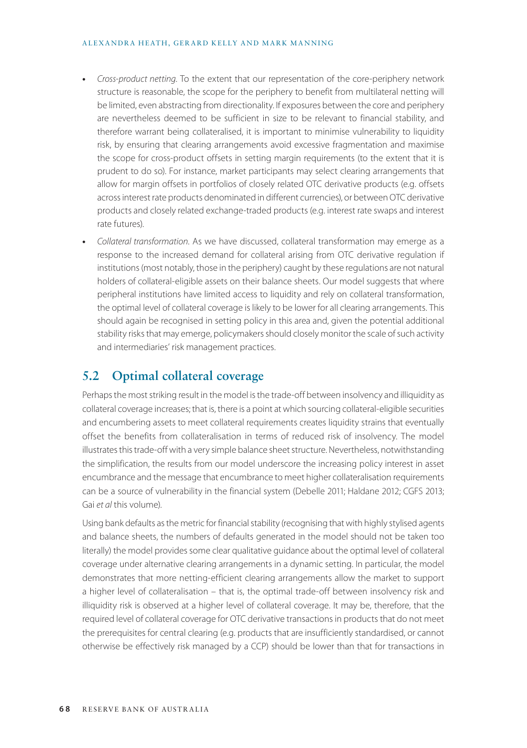- *Cross-product netting*. To the extent that our representation of the core-periphery network structure is reasonable, the scope for the periphery to benefit from multilateral netting will be limited, even abstracting from directionality. If exposures between the core and periphery are nevertheless deemed to be sufficient in size to be relevant to financial stability, and therefore warrant being collateralised, it is important to minimise vulnerability to liquidity risk, by ensuring that clearing arrangements avoid excessive fragmentation and maximise the scope for cross-product offsets in setting margin requirements (to the extent that it is prudent to do so). For instance, market participants may select clearing arrangements that allow for margin offsets in portfolios of closely related OTC derivative products (e.g. offsets across interest rate products denominated in different currencies), or between OTC derivative products and closely related exchange-traded products (e.g. interest rate swaps and interest rate futures).
- *Collateral transformation*. As we have discussed, collateral transformation may emerge as a response to the increased demand for collateral arising from OTC derivative regulation if institutions (most notably, those in the periphery) caught by these regulations are not natural holders of collateral-eligible assets on their balance sheets. Our model suggests that where peripheral institutions have limited access to liquidity and rely on collateral transformation, the optimal level of collateral coverage is likely to be lower for all clearing arrangements. This should again be recognised in setting policy in this area and, given the potential additional stability risks that may emerge, policymakers should closely monitor the scale of such activity and intermediaries' risk management practices.

## 5.2 Optimal collateral coverage

Perhaps the most striking result in the model is the trade-off between insolvency and illiquidity as collateral coverage increases; that is, there is a point at which sourcing collateral-eligible securities and encumbering assets to meet collateral requirements creates liquidity strains that eventually offset the benefits from collateralisation in terms of reduced risk of insolvency. The model illustrates this trade-off with a very simple balance sheet structure. Nevertheless, notwithstanding the simplification, the results from our model underscore the increasing policy interest in asset encumbrance and the message that encumbrance to meet higher collateralisation requirements can be a source of vulnerability in the financial system (Debelle 2011; Haldane 2012; CGFS 2013; Gai *et al* this volume).

Using bank defaults as the metric for financial stability (recognising that with highly stylised agents and balance sheets, the numbers of defaults generated in the model should not be taken too literally) the model provides some clear qualitative guidance about the optimal level of collateral coverage under alternative clearing arrangements in a dynamic setting. In particular, the model demonstrates that more netting-efficient clearing arrangements allow the market to support a higher level of collateralisation – that is, the optimal trade-off between insolvency risk and illiquidity risk is observed at a higher level of collateral coverage. It may be, therefore, that the required level of collateral coverage for OTC derivative transactions in products that do not meet the prerequisites for central clearing (e.g. products that are insufficiently standardised, or cannot otherwise be effectively risk managed by a CCP) should be lower than that for transactions in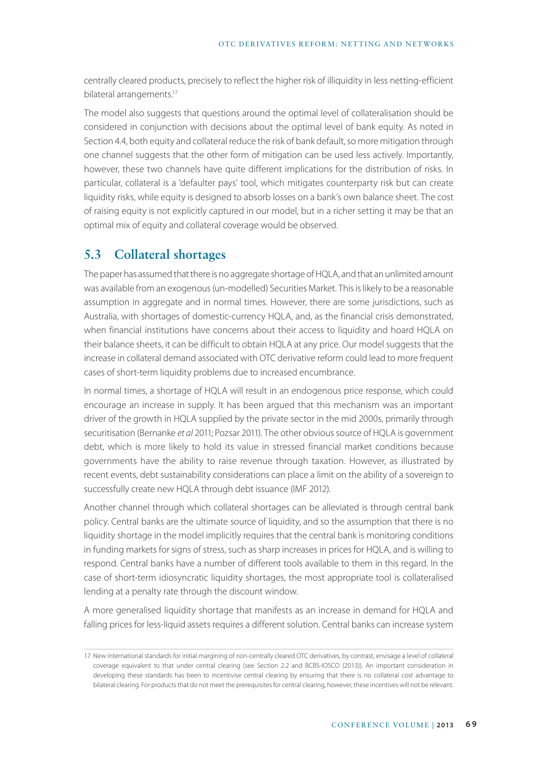centrally cleared products, precisely to reflect the higher risk of illiquidity in less netting-efficient bilateral arrangements.[17]

The model also suggests that questions around the optimal level of collateralisation should be considered in conjunction with decisions about the optimal level of bank equity. As noted in Section 4.4, both equity and collateral reduce the risk of bank default, so more mitigation through one channel suggests that the other form of mitigation can be used less actively. Importantly, however, these two channels have quite different implications for the distribution of risks. In particular, collateral is a 'defaulter pays' tool, which mitigates counterparty risk but can create liquidity risks, while equity is designed to absorb losses on a bank's own balance sheet. The cost of raising equity is not explicitly captured in our model, but in a richer setting it may be that an optimal mix of equity and collateral coverage would be observed.

## 5.3 Collateral shortages

The paper has assumed that there is no aggregate shortage of HQLA, and that an unlimited amount was available from an exogenous (un-modelled) Securities Market. This is likely to be a reasonable assumption in aggregate and in normal times. However, there are some jurisdictions, such as Australia, with shortages of domestic-currency HQLA, and, as the financial crisis demonstrated, when financial institutions have concerns about their access to liquidity and hoard HQLA on their balance sheets, it can be difficult to obtain HQLA at any price. Our model suggests that the increase in collateral demand associated with OTC derivative reform could lead to more frequent cases of short-term liquidity problems due to increased encumbrance.

In normal times, a shortage of HQLA will result in an endogenous price response, which could encourage an increase in supply. It has been argued that this mechanism was an important driver of the growth in HQLA supplied by the private sector in the mid 2000s, primarily through securitisation (Bernanke *et al* 2011; Pozsar 2011). The other obvious source of HQLA is government debt, which is more likely to hold its value in stressed financial market conditions because governments have the ability to raise revenue through taxation. However, as illustrated by recent events, debt sustainability considerations can place a limit on the ability of a sovereign to successfully create new HQLA through debt issuance (IMF 2012).

Another channel through which collateral shortages can be alleviated is through central bank policy. Central banks are the ultimate source of liquidity, and so the assumption that there is no liquidity shortage in the model implicitly requires that the central bank is monitoring conditions in funding markets for signs of stress, such as sharp increases in prices for HQLA, and is willing to respond. Central banks have a number of different tools available to them in this regard. In the case of short-term idiosyncratic liquidity shortages, the most appropriate tool is collateralised lending at a penalty rate through the discount window.

A more generalised liquidity shortage that manifests as an increase in demand for HQLA and falling prices for less-liquid assets requires a different solution. Central banks can increase system

---

17 New international standards for initial margining of non-centrally cleared OTC derivatives, by contrast, envisage a level of collateral coverage equivalent to that under central clearing (see Section 2.2 and BCBS-IOSCO (2013)). An important consideration in developing these standards has been to incentivise central clearing by ensuring that there is no collateral cost advantage to bilateral clearing. For products that do not meet the prerequisites for central clearing, however, these incentives will not be relevant.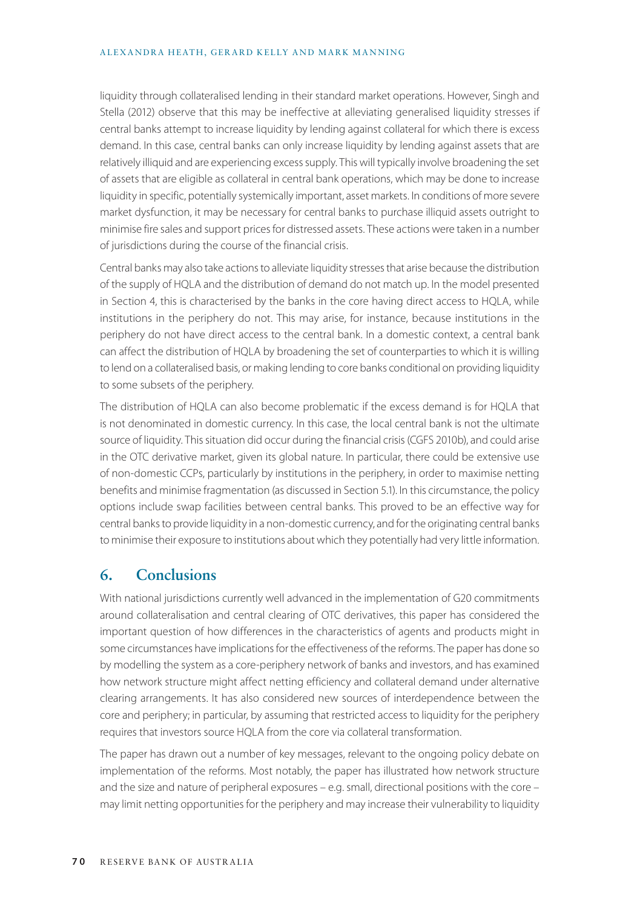liquidity through collateralised lending in their standard market operations. However, Singh and Stella (2012) observe that this may be ineffective at alleviating generalised liquidity stresses if central banks attempt to increase liquidity by lending against collateral for which there is excess demand. In this case, central banks can only increase liquidity by lending against assets that are relatively illiquid and are experiencing excess supply. This will typically involve broadening the set of assets that are eligible as collateral in central bank operations, which may be done to increase liquidity in specific, potentially systemically important, asset markets. In conditions of more severe market dysfunction, it may be necessary for central banks to purchase illiquid assets outright to minimise fire sales and support prices for distressed assets. These actions were taken in a number of jurisdictions during the course of the financial crisis.

Central banks may also take actions to alleviate liquidity stresses that arise because the distribution of the supply of HQLA and the distribution of demand do not match up. In the model presented in Section 4, this is characterised by the banks in the core having direct access to HQLA, while institutions in the periphery do not. This may arise, for instance, because institutions in the periphery do not have direct access to the central bank. In a domestic context, a central bank can affect the distribution of HQLA by broadening the set of counterparties to which it is willing to lend on a collateralised basis, or making lending to core banks conditional on providing liquidity to some subsets of the periphery.

The distribution of HQLA can also become problematic if the excess demand is for HQLA that is not denominated in domestic currency. In this case, the local central bank is not the ultimate source of liquidity. This situation did occur during the financial crisis (CGFS 2010b), and could arise in the OTC derivative market, given its global nature. In particular, there could be extensive use of non-domestic CCPs, particularly by institutions in the periphery, in order to maximise netting benefits and minimise fragmentation (as discussed in Section 5.1). In this circumstance, the policy options include swap facilities between central banks. This proved to be an effective way for central banks to provide liquidity in a non-domestic currency, and for the originating central banks to minimise their exposure to institutions about which they potentially had very little information.

## 6. Conclusions

With national jurisdictions currently well advanced in the implementation of G20 commitments around collateralisation and central clearing of OTC derivatives, this paper has considered the important question of how differences in the characteristics of agents and products might in some circumstances have implications for the effectiveness of the reforms. The paper has done so by modelling the system as a core-periphery network of banks and investors, and has examined how network structure might affect netting efficiency and collateral demand under alternative clearing arrangements. It has also considered new sources of interdependence between the core and periphery; in particular, by assuming that restricted access to liquidity for the periphery requires that investors source HQLA from the core via collateral transformation.

The paper has drawn out a number of key messages, relevant to the ongoing policy debate on implementation of the reforms. Most notably, the paper has illustrated how network structure and the size and nature of peripheral exposures – e.g. small, directional positions with the core – may limit netting opportunities for the periphery and may increase their vulnerability to liquidity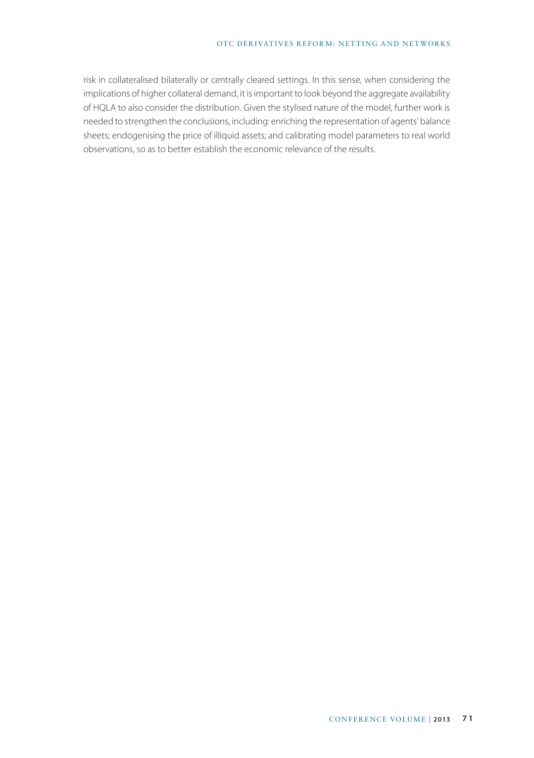risk in collateralised bilaterally or centrally cleared settings. In this sense, when considering the implications of higher collateral demand, it is important to look beyond the aggregate availability of HQLA to also consider the distribution. Given the stylised nature of the model, further work is needed to strengthen the conclusions, including: enriching the representation of agents' balance sheets; endogenising the price of illiquid assets; and calibrating model parameters to real world observations, so as to better establish the economic relevance of the results.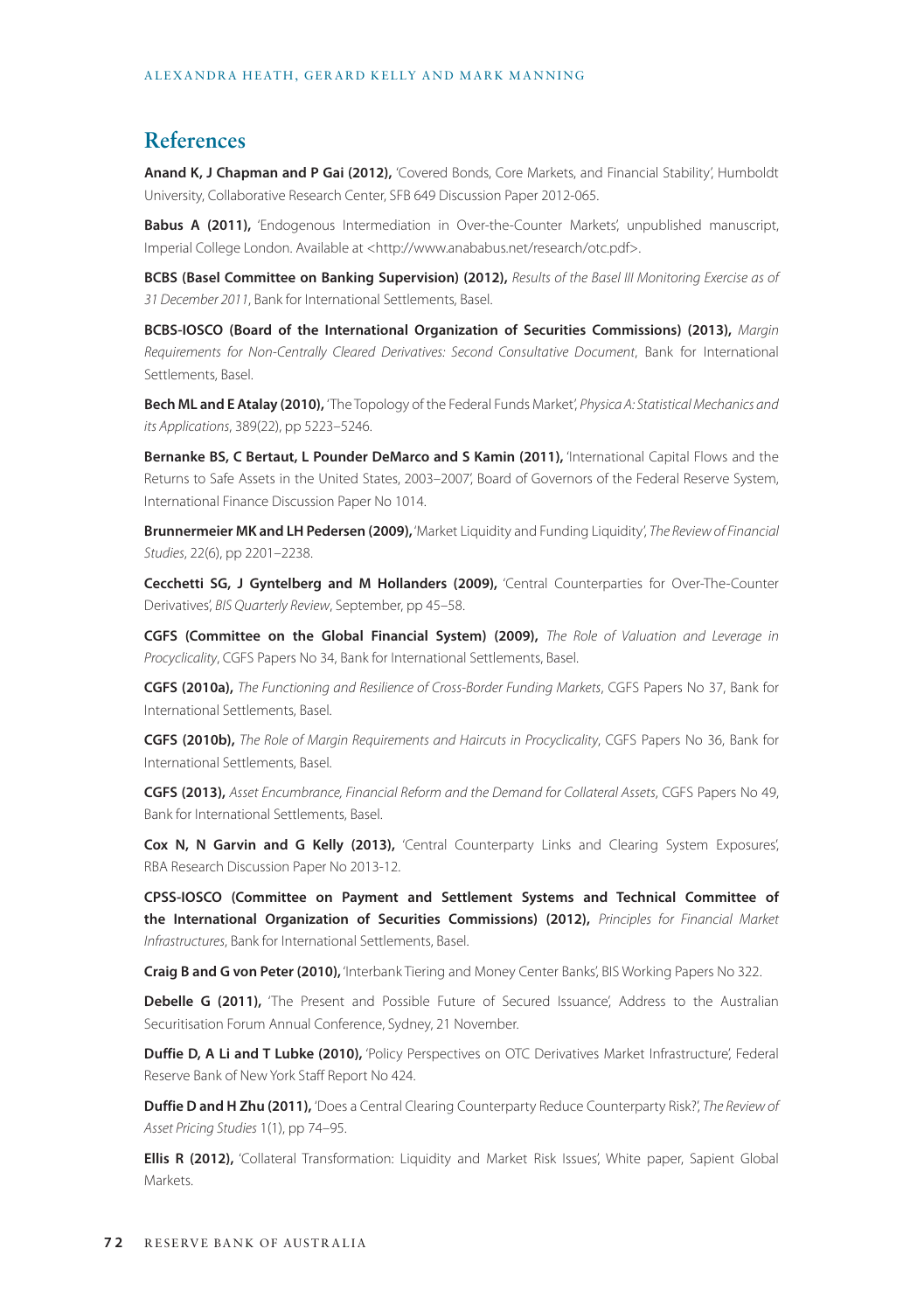## References

**Anand K, J Chapman and P Gai (2012),** 'Covered Bonds, Core Markets, and Financial Stability', Humboldt University, Collaborative Research Center, SFB 649 Discussion Paper 2012-065.

**Babus A (2011),** 'Endogenous Intermediation in Over-the-Counter Markets', unpublished manuscript, Imperial College London. Available at <http://www.anababus.net/research/otc.pdf>.

**BCBS (Basel Committee on Banking Supervision) (2012),** *Results of the Basel III Monitoring Exercise as of 31 December 2011*, Bank for International Settlements, Basel.

**BCBS-IOSCO (Board of the International Organization of Securities Commissions) (2013),** *Margin Requirements for Non-Centrally Cleared Derivatives: Second Consultative Document*, Bank for International Settlements, Basel.

**Bech ML and E Atalay (2010),** 'The Topology of the Federal Funds Market', *Physica A: Statistical Mechanics and its Applications*, 389(22), pp 5223–5246.

**Bernanke BS, C Bertaut, L Pounder DeMarco and S Kamin (2011),** 'International Capital Flows and the Returns to Safe Assets in the United States, 2003–2007', Board of Governors of the Federal Reserve System, International Finance Discussion Paper No 1014.

**Brunnermeier MK and LH Pedersen (2009),** 'Market Liquidity and Funding Liquidity', *The Review of Financial Studies*, 22(6), pp 2201–2238.

**Cecchetti SG, J Gyntelberg and M Hollanders (2009),** 'Central Counterparties for Over-The-Counter Derivatives', *BIS Quarterly Review*, September, pp 45–58.

**CGFS (Committee on the Global Financial System) (2009),** *The Role of Valuation and Leverage in Procyclicality*, CGFS Papers No 34, Bank for International Settlements, Basel.

**CGFS (2010a),** *The Functioning and Resilience of Cross-Border Funding Markets*, CGFS Papers No 37, Bank for International Settlements, Basel.

**CGFS (2010b),** *The Role of Margin Requirements and Haircuts in Procyclicality*, CGFS Papers No 36, Bank for International Settlements, Basel.

**CGFS (2013),** *Asset Encumbrance, Financial Reform and the Demand for Collateral Assets*, CGFS Papers No 49, Bank for International Settlements, Basel.

**Cox N, N Garvin and G Kelly (2013),** 'Central Counterparty Links and Clearing System Exposures', RBA Research Discussion Paper No 2013-12.

**CPSS-IOSCO (Committee on Payment and Settlement Systems and Technical Committee of the International Organization of Securities Commissions) (2012),** *Principles for Financial Market Infrastructures*, Bank for International Settlements, Basel.

**Craig B and G von Peter (2010),** 'Interbank Tiering and Money Center Banks', BIS Working Papers No 322.

**Debelle G (2011),** 'The Present and Possible Future of Secured Issuance', Address to the Australian Securitisation Forum Annual Conference, Sydney, 21 November.

**Duffie D, A Li and T Lubke (2010),** 'Policy Perspectives on OTC Derivatives Market Infrastructure', Federal Reserve Bank of New York Staff Report No 424.

**Duffie D and H Zhu (2011),** 'Does a Central Clearing Counterparty Reduce Counterparty Risk?', *The Review of Asset Pricing Studies* 1(1), pp 74–95.

**Ellis R (2012),** 'Collateral Transformation: Liquidity and Market Risk Issues', White paper, Sapient Global Markets.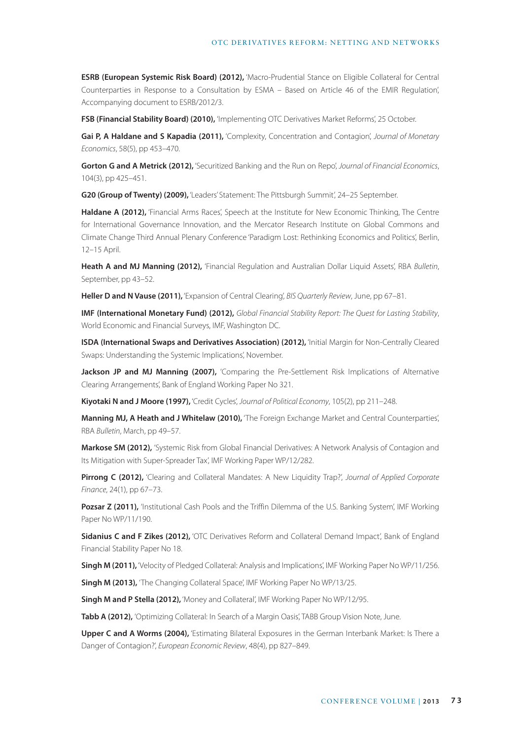**ESRB (European Systemic Risk Board) (2012),** 'Macro-Prudential Stance on Eligible Collateral for Central Counterparties in Response to a Consultation by ESMA – Based on Article 46 of the EMIR Regulation', Accompanying document to ESRB/2012/3.

**FSB (Financial Stability Board) (2010),** 'Implementing OTC Derivatives Market Reforms', 25 October.

**Gai P, A Haldane and S Kapadia (2011),** 'Complexity, Concentration and Contagion', *Journal of Monetary Economics*, 58(5), pp 453–470.

**Gorton G and A Metrick (2012),** 'Securitized Banking and the Run on Repo', *Journal of Financial Economics*, 104(3), pp 425–451.

**G20 (Group of Twenty) (2009),** 'Leaders' Statement: The Pittsburgh Summit', 24–25 September.

**Haldane A (2012),** 'Financial Arms Races', Speech at the Institute for New Economic Thinking, The Centre for International Governance Innovation, and the Mercator Research Institute on Global Commons and Climate Change Third Annual Plenary Conference 'Paradigm Lost: Rethinking Economics and Politics', Berlin, 12–15 April.

**Heath A and MJ Manning (2012),** 'Financial Regulation and Australian Dollar Liquid Assets', RBA *Bulletin*, September, pp 43–52.

**Heller D and N Vause (2011),** 'Expansion of Central Clearing', *BIS Quarterly Review*, June, pp 67–81.

**IMF (International Monetary Fund) (2012),** *Global Financial Stability Report: The Quest for Lasting Stability*, World Economic and Financial Surveys, IMF, Washington DC.

**ISDA (International Swaps and Derivatives Association) (2012),** 'Initial Margin for Non-Centrally Cleared Swaps: Understanding the Systemic Implications', November.

**Jackson JP and MJ Manning (2007),** 'Comparing the Pre-Settlement Risk Implications of Alternative Clearing Arrangements', Bank of England Working Paper No 321.

**Kiyotaki N and J Moore (1997),** 'Credit Cycles', *Journal of Political Economy*, 105(2), pp 211–248.

**Manning MJ, A Heath and J Whitelaw (2010),** 'The Foreign Exchange Market and Central Counterparties', RBA *Bulletin*, March, pp 49–57.

**Markose SM (2012),** 'Systemic Risk from Global Financial Derivatives: A Network Analysis of Contagion and Its Mitigation with Super-Spreader Tax', IMF Working Paper WP/12/282.

**Pirrong C (2012),** 'Clearing and Collateral Mandates: A New Liquidity Trap?', *Journal of Applied Corporate Finance*, 24(1), pp 67–73.

**Pozsar Z (2011),** 'Institutional Cash Pools and the Triffin Dilemma of the U.S. Banking System', IMF Working Paper No WP/11/190.

**Sidanius C and F Zikes (2012),** 'OTC Derivatives Reform and Collateral Demand Impact', Bank of England Financial Stability Paper No 18.

**Singh M (2011),** 'Velocity of Pledged Collateral: Analysis and Implications', IMF Working Paper No WP/11/256.

**Singh M (2013),** 'The Changing Collateral Space', IMF Working Paper No WP/13/25.

**Singh M and P Stella (2012),** 'Money and Collateral', IMF Working Paper No WP/12/95.

**Tabb A (2012),** 'Optimizing Collateral: In Search of a Margin Oasis', TABB Group Vision Note, June.

**Upper C and A Worms (2004),** 'Estimating Bilateral Exposures in the German Interbank Market: Is There a Danger of Contagion?', *European Economic Review*, 48(4), pp 827–849.